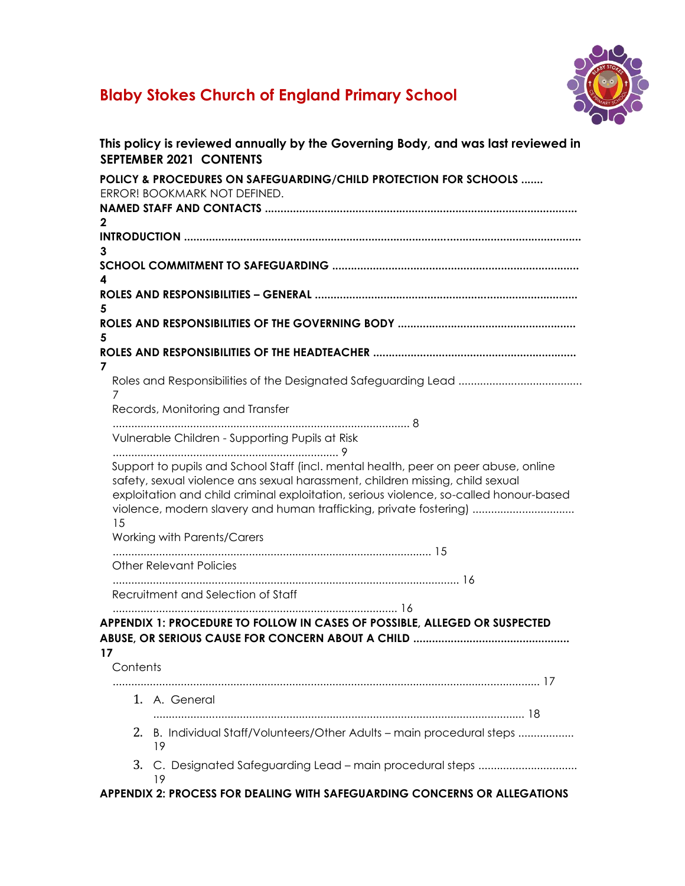# Blaby Stokes Church of England Primary School

**This policy is reviewed annually by the Governing Body, and was last reviewed in SEPTEMBER 2021 CONTENTS**

**POLICY & PROCEDURES ON SAFEGUARDING/CHILD PROTECTION FOR SCHOOLS ....... ERROR! BOOKMARK NOT DEFINED.**

**NAMED STAFF AND CONTACTS .................................................................................................. 2**

**INTRODUCTION .............................................................................................................................. 3**

**SCHOOL COMMITMENT TO SAFEGUARDING .............................................................................. 4**

**ROLES AND RESPONSIBILITIES – GENERAL .................................................................................... 5**

**ROLES AND RESPONSIBILITIES OF THE GOVERNING BODY ......................................................... 5**

**ROLES AND RESPONSIBILITIES OF THE HEADTEACHER ................................................................. 7**

Roles and Responsibilities of the Designated Safeguarding Lead ........................................ 7

Records, Monitoring and Transfer ................................................................................................ 8

Vulnerable Children - Supporting Pupils at Risk ......................................................................... 9

Support to pupils and School Staff (incl. mental health, peer on peer abuse, online safety, sexual violence ans sexual harassment, children missing, child sexual exploitation and child criminal exploitation, serious violence, so-called honour-based violence, modern slavery and human trafficking, private fostering) ................................ 15

Working with Parents/Carers ....................................................................................................... 15

Other Relevant Policies ............................................................................................................... 16

Recruitment and Selection of Staff ........................................................................................... 16

**APPENDIX 1: PROCEDURE TO FOLLOW IN CASES OF POSSIBLE, ALLEGED OR SUSPECTED ABUSE, OR SERIOUS CAUSE FOR CONCERN ABOUT A CHILD ................................................. 17**

Contents ......................................................................................................................................... 17

1. A. General ...................................................................................................................... 18
2. B. Individual Staff/Volunteers/Other Adults – main procedural steps .................. 19
3. C. Designated Safeguarding Lead – main procedural steps ................................ 19

**APPENDIX 2: PROCESS FOR DEALING WITH SAFEGUARDING CONCERNS OR ALLEGATIONS**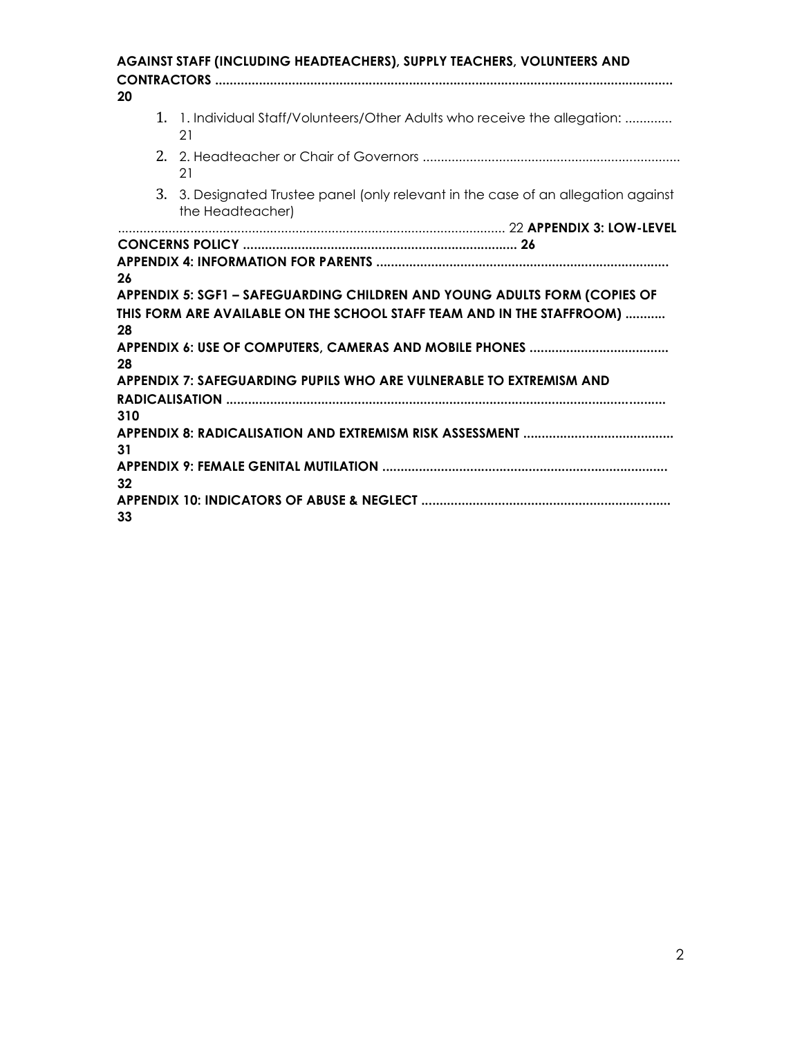**AGAINST STAFF (INCLUDING HEADTEACHERS), SUPPLY TEACHERS, VOLUNTEERS AND CONTRACTORS ............................................................................................................................ 20**

1. 1. Individual Staff/Volunteers/Other Adults who receive the allegation: ............. 21
2. 2. Headteacher or Chair of Governors ....................................................................... 21
3. 3. Designated Trustee panel (only relevant in the case of an allegation against the Headteacher)

............................................................................................................ 22 **APPENDIX 3: LOW-LEVEL CONCERNS POLICY ........................................................................... 26**

**APPENDIX 4: INFORMATION FOR PARENTS ............................................................................... 26**

**APPENDIX 5: SGF1 – SAFEGUARDING CHILDREN AND YOUNG ADULTS FORM (COPIES OF THIS FORM ARE AVAILABLE ON THE SCHOOL STAFF TEAM AND IN THE STAFFROOM) ........... 28**

**APPENDIX 6: USE OF COMPUTERS, CAMERAS AND MOBILE PHONES ...................................... 28**

**APPENDIX 7: SAFEGUARDING PUPILS WHO ARE VULNERABLE TO EXTREMISM AND RADICALISATION ........................................................................................................................ 310**

**APPENDIX 8: RADICALISATION AND EXTREMISM RISK ASSESSMENT ......................................... 31**

**APPENDIX 9: FEMALE GENITAL MUTILATION ............................................................................. 32**

**APPENDIX 10: INDICATORS OF ABUSE & NEGLECT .................................................................... 33**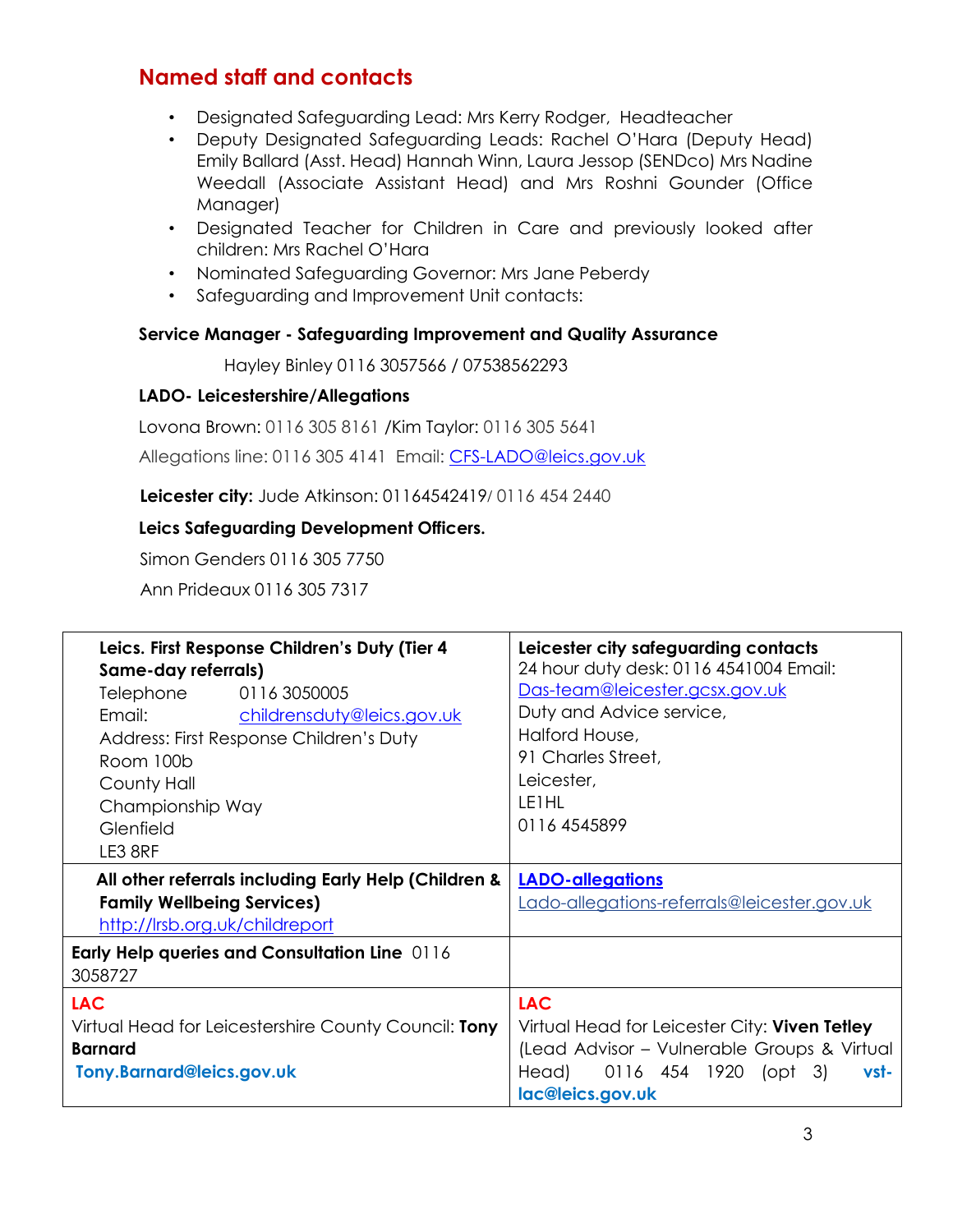## Named staff and contacts

- Designated Safeguarding Lead: Mrs Kerry Rodger, Headteacher
- Deputy Designated Safeguarding Leads: Rachel O'Hara (Deputy Head) Emily Ballard (Asst. Head) Hannah Winn, Laura Jessop (SENDco) Mrs Nadine Weedall (Associate Assistant Head) and Mrs Roshni Gounder (Office Manager)
- Designated Teacher for Children in Care and previously looked after children: Mrs Rachel O'Hara
- Nominated Safeguarding Governor: Mrs Jane Peberdy
- Safeguarding and Improvement Unit contacts:

**Service Manager - Safeguarding Improvement and Quality Assurance**

Hayley Binley 0116 3057566 / 07538562293

**LADO- Leicestershire/Allegations**

Lovona Brown: 0116 305 8161 /Kim Taylor: 0116 305 5641

Allegations line: 0116 305 4141 Email: CFS-LADO@leics.gov.uk

**Leicester city:** Jude Atkinson: 01164542419/ 0116 454 2440

**Leics Safeguarding Development Officers.**

Simon Genders 0116 305 7750

Ann Prideaux 0116 305 7317

| | |
|---|---|
| **Leics. First Response Children's Duty (Tier 4 Same-day referrals)**<br>Telephone 0116 3050005<br>Email: childrensduty@leics.gov.uk<br>Address: First Response Children's Duty<br>Room 100b<br>County Hall<br>Championship Way<br>Glenfield<br>LE3 8RF | **Leicester city safeguarding contacts**<br>24 hour duty desk: 0116 4541004 Email: Das-team@leicester.gcsx.gov.uk<br>Duty and Advice service,<br>Halford House,<br>91 Charles Street,<br>Leicester,<br>LE1HL<br>0116 4545899 |
| **All other referrals including Early Help (Children & Family Wellbeing Services)**<br>http://lrsb.org.uk/childreport | **LADO-allegations**<br>Lado-allegations-referrals@leicester.gov.uk |
| **Early Help queries and Consultation Line** 0116 3058727 | |
| **LAC**<br>Virtual Head for Leicestershire County Council: **Tony Barnard**<br>**Tony.Barnard@leics.gov.uk** | **LAC**<br>Virtual Head for Leicester City: **Viven Tetley** (Lead Advisor – Vulnerable Groups & Virtual Head) 0116 454 1920 (opt 3) **vst-lac@leics.gov.uk** |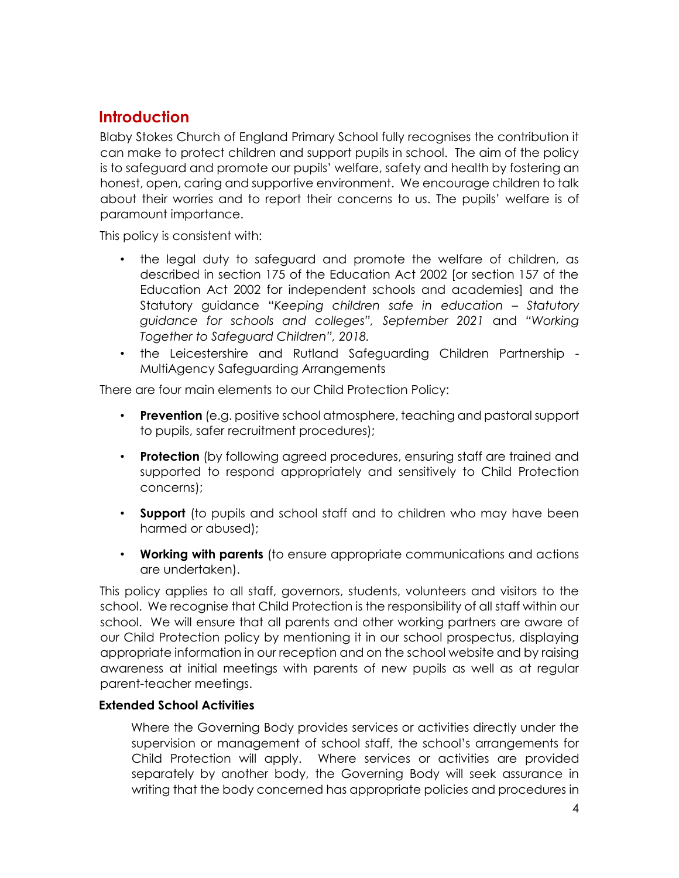## Introduction

Blaby Stokes Church of England Primary School fully recognises the contribution it can make to protect children and support pupils in school. The aim of the policy is to safeguard and promote our pupils' welfare, safety and health by fostering an honest, open, caring and supportive environment. We encourage children to talk about their worries and to report their concerns to us. The pupils' welfare is of paramount importance.

This policy is consistent with:

- the legal duty to safeguard and promote the welfare of children, as described in section 175 of the Education Act 2002 [or section 157 of the Education Act 2002 for independent schools and academies] and the Statutory guidance "*Keeping children safe in education – Statutory guidance for schools and colleges", September 2021* and *"Working Together to Safeguard Children", 2018.*
- the Leicestershire and Rutland Safeguarding Children Partnership - MultiAgency Safeguarding Arrangements

There are four main elements to our Child Protection Policy:

- **Prevention** (e.g. positive school atmosphere, teaching and pastoral support to pupils, safer recruitment procedures);
- **Protection** (by following agreed procedures, ensuring staff are trained and supported to respond appropriately and sensitively to Child Protection concerns);
- **Support** (to pupils and school staff and to children who may have been harmed or abused);
- **Working with parents** (to ensure appropriate communications and actions are undertaken).

This policy applies to all staff, governors, students, volunteers and visitors to the school. We recognise that Child Protection is the responsibility of all staff within our school. We will ensure that all parents and other working partners are aware of our Child Protection policy by mentioning it in our school prospectus, displaying appropriate information in our reception and on the school website and by raising awareness at initial meetings with parents of new pupils as well as at regular parent-teacher meetings.

**Extended School Activities**

Where the Governing Body provides services or activities directly under the supervision or management of school staff, the school's arrangements for Child Protection will apply. Where services or activities are provided separately by another body, the Governing Body will seek assurance in writing that the body concerned has appropriate policies and procedures in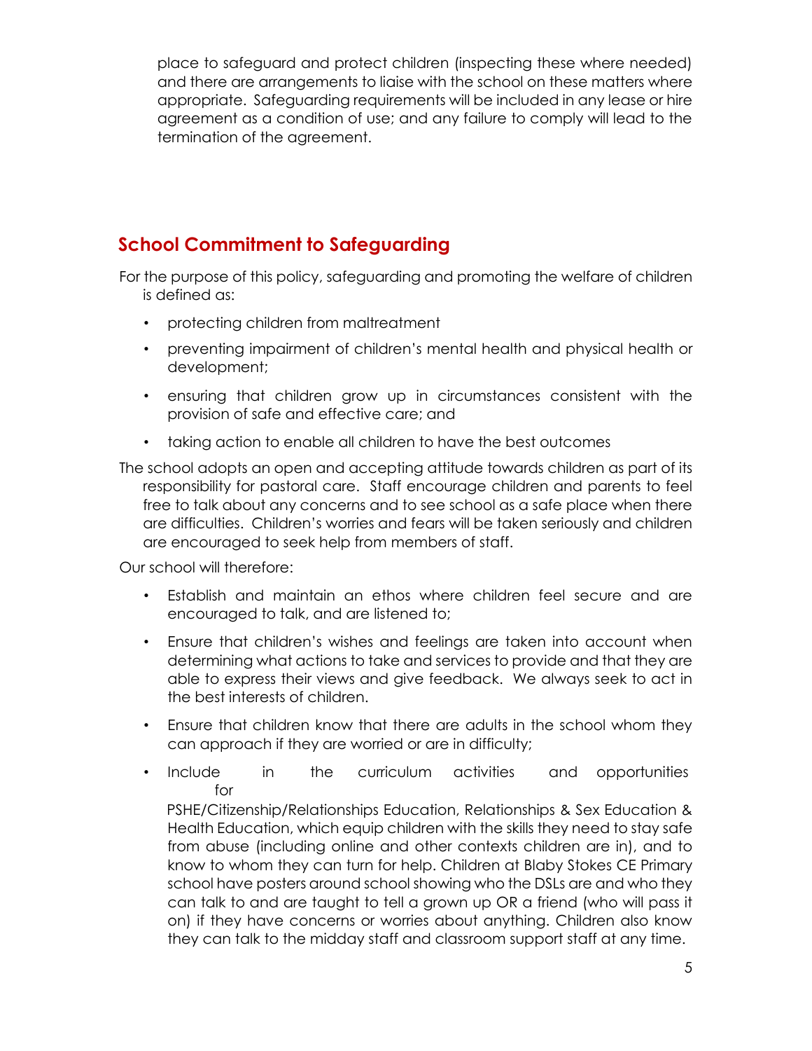place to safeguard and protect children (inspecting these where needed) and there are arrangements to liaise with the school on these matters where appropriate. Safeguarding requirements will be included in any lease or hire agreement as a condition of use; and any failure to comply will lead to the termination of the agreement.

## School Commitment to Safeguarding

For the purpose of this policy, safeguarding and promoting the welfare of children is defined as:

- protecting children from maltreatment
- preventing impairment of children's mental health and physical health or development;
- ensuring that children grow up in circumstances consistent with the provision of safe and effective care; and
- taking action to enable all children to have the best outcomes

The school adopts an open and accepting attitude towards children as part of its responsibility for pastoral care. Staff encourage children and parents to feel free to talk about any concerns and to see school as a safe place when there are difficulties. Children's worries and fears will be taken seriously and children are encouraged to seek help from members of staff.

Our school will therefore:

- Establish and maintain an ethos where children feel secure and are encouraged to talk, and are listened to;
- Ensure that children's wishes and feelings are taken into account when determining what actions to take and services to provide and that they are able to express their views and give feedback. We always seek to act in the best interests of children.
- Ensure that children know that there are adults in the school whom they can approach if they are worried or are in difficulty;
- Include in the curriculum activities and opportunities for PSHE/Citizenship/Relationships Education, Relationships & Sex Education & Health Education, which equip children with the skills they need to stay safe from abuse (including online and other contexts children are in), and to know to whom they can turn for help. Children at Blaby Stokes CE Primary school have posters around school showing who the DSLs are and who they can talk to and are taught to tell a grown up OR a friend (who will pass it on) if they have concerns or worries about anything. Children also know they can talk to the midday staff and classroom support staff at any time.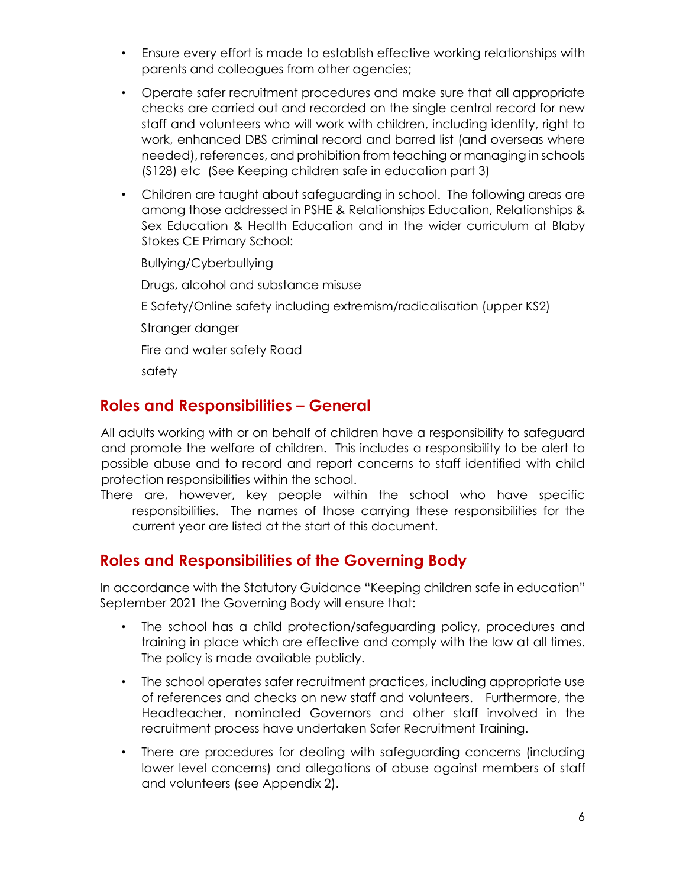- Ensure every effort is made to establish effective working relationships with parents and colleagues from other agencies;
- Operate safer recruitment procedures and make sure that all appropriate checks are carried out and recorded on the single central record for new staff and volunteers who will work with children, including identity, right to work, enhanced DBS criminal record and barred list (and overseas where needed), references, and prohibition from teaching or managing in schools (S128) etc (See Keeping children safe in education part 3)
- Children are taught about safeguarding in school. The following areas are among those addressed in PSHE & Relationships Education, Relationships & Sex Education & Health Education and in the wider curriculum at Blaby Stokes CE Primary School:

  Bullying/Cyberbullying

  Drugs, alcohol and substance misuse

  E Safety/Online safety including extremism/radicalisation (upper KS2)

  Stranger danger

  Fire and water safety Road

  safety

## Roles and Responsibilities – General

All adults working with or on behalf of children have a responsibility to safeguard and promote the welfare of children. This includes a responsibility to be alert to possible abuse and to record and report concerns to staff identified with child protection responsibilities within the school.

There are, however, key people within the school who have specific responsibilities. The names of those carrying these responsibilities for the current year are listed at the start of this document.

## Roles and Responsibilities of the Governing Body

In accordance with the Statutory Guidance "Keeping children safe in education" September 2021 the Governing Body will ensure that:

- The school has a child protection/safeguarding policy, procedures and training in place which are effective and comply with the law at all times. The policy is made available publicly.
- The school operates safer recruitment practices, including appropriate use of references and checks on new staff and volunteers. Furthermore, the Headteacher, nominated Governors and other staff involved in the recruitment process have undertaken Safer Recruitment Training.
- There are procedures for dealing with safeguarding concerns (including lower level concerns) and allegations of abuse against members of staff and volunteers (see Appendix 2).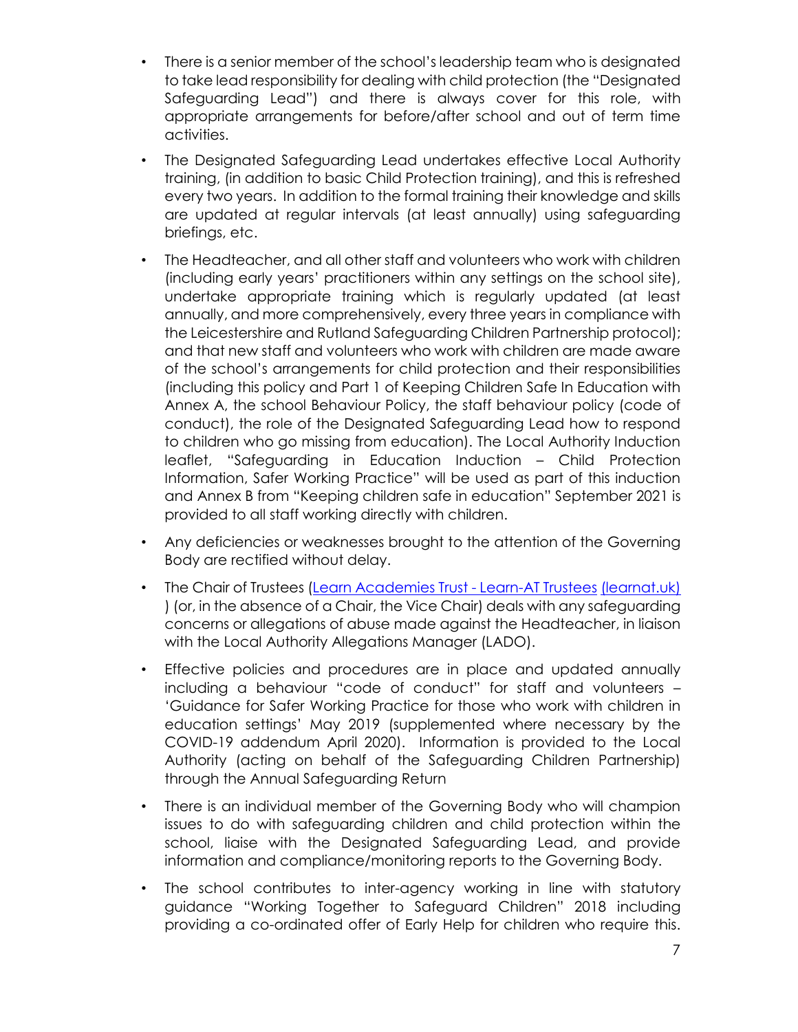- There is a senior member of the school's leadership team who is designated to take lead responsibility for dealing with child protection (the "Designated Safeguarding Lead") and there is always cover for this role, with appropriate arrangements for before/after school and out of term time activities.
- The Designated Safeguarding Lead undertakes effective Local Authority training, (in addition to basic Child Protection training), and this is refreshed every two years. In addition to the formal training their knowledge and skills are updated at regular intervals (at least annually) using safeguarding briefings, etc.
- The Headteacher, and all other staff and volunteers who work with children (including early years' practitioners within any settings on the school site), undertake appropriate training which is regularly updated (at least annually, and more comprehensively, every three years in compliance with the Leicestershire and Rutland Safeguarding Children Partnership protocol); and that new staff and volunteers who work with children are made aware of the school's arrangements for child protection and their responsibilities (including this policy and Part 1 of Keeping Children Safe In Education with Annex A, the school Behaviour Policy, the staff behaviour policy (code of conduct), the role of the Designated Safeguarding Lead how to respond to children who go missing from education). The Local Authority Induction leaflet, "Safeguarding in Education Induction – Child Protection Information, Safer Working Practice" will be used as part of this induction and Annex B from "Keeping children safe in education" September 2021 is provided to all staff working directly with children.
- Any deficiencies or weaknesses brought to the attention of the Governing Body are rectified without delay.
- The Chair of Trustees (Learn Academies Trust - Learn-AT Trustees (learnat.uk) ) (or, in the absence of a Chair, the Vice Chair) deals with any safeguarding concerns or allegations of abuse made against the Headteacher, in liaison with the Local Authority Allegations Manager (LADO).
- Effective policies and procedures are in place and updated annually including a behaviour "code of conduct" for staff and volunteers – 'Guidance for Safer Working Practice for those who work with children in education settings' May 2019 (supplemented where necessary by the COVID-19 addendum April 2020). Information is provided to the Local Authority (acting on behalf of the Safeguarding Children Partnership) through the Annual Safeguarding Return
- There is an individual member of the Governing Body who will champion issues to do with safeguarding children and child protection within the school, liaise with the Designated Safeguarding Lead, and provide information and compliance/monitoring reports to the Governing Body.
- The school contributes to inter-agency working in line with statutory guidance "Working Together to Safeguard Children" 2018 including providing a co-ordinated offer of Early Help for children who require this.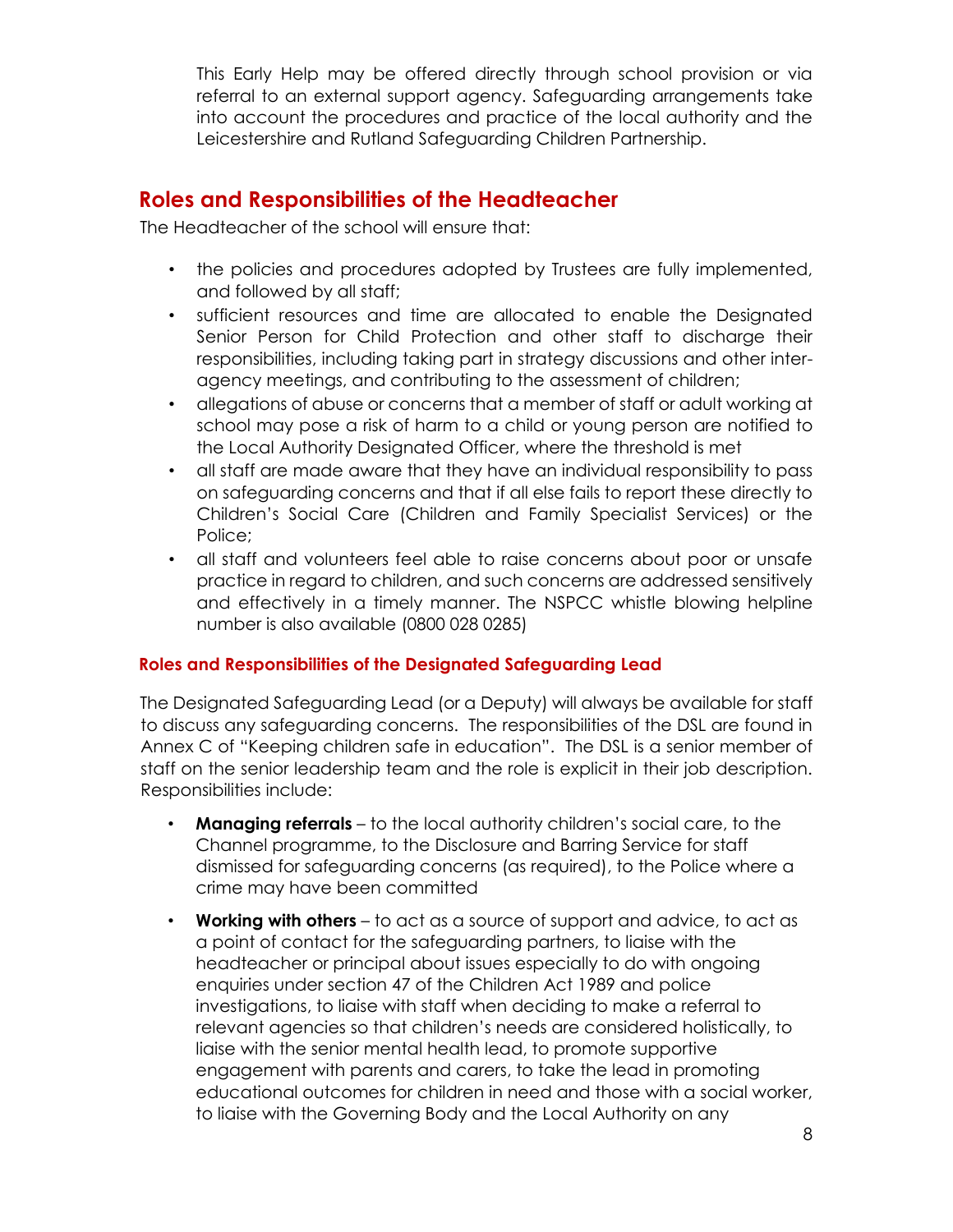This Early Help may be offered directly through school provision or via referral to an external support agency. Safeguarding arrangements take into account the procedures and practice of the local authority and the Leicestershire and Rutland Safeguarding Children Partnership.

## Roles and Responsibilities of the Headteacher

The Headteacher of the school will ensure that:

- the policies and procedures adopted by Trustees are fully implemented, and followed by all staff;
- sufficient resources and time are allocated to enable the Designated Senior Person for Child Protection and other staff to discharge their responsibilities, including taking part in strategy discussions and other inter-agency meetings, and contributing to the assessment of children;
- allegations of abuse or concerns that a member of staff or adult working at school may pose a risk of harm to a child or young person are notified to the Local Authority Designated Officer, where the threshold is met
- all staff are made aware that they have an individual responsibility to pass on safeguarding concerns and that if all else fails to report these directly to Children's Social Care (Children and Family Specialist Services) or the Police;
- all staff and volunteers feel able to raise concerns about poor or unsafe practice in regard to children, and such concerns are addressed sensitively and effectively in a timely manner. The NSPCC whistle blowing helpline number is also available (0800 028 0285)

### Roles and Responsibilities of the Designated Safeguarding Lead

The Designated Safeguarding Lead (or a Deputy) will always be available for staff to discuss any safeguarding concerns. The responsibilities of the DSL are found in Annex C of "Keeping children safe in education". The DSL is a senior member of staff on the senior leadership team and the role is explicit in their job description. Responsibilities include:

- **Managing referrals** – to the local authority children's social care, to the Channel programme, to the Disclosure and Barring Service for staff dismissed for safeguarding concerns (as required), to the Police where a crime may have been committed
- **Working with others** – to act as a source of support and advice, to act as a point of contact for the safeguarding partners, to liaise with the headteacher or principal about issues especially to do with ongoing enquiries under section 47 of the Children Act 1989 and police investigations, to liaise with staff when deciding to make a referral to relevant agencies so that children's needs are considered holistically, to liaise with the senior mental health lead, to promote supportive engagement with parents and carers, to take the lead in promoting educational outcomes for children in need and those with a social worker, to liaise with the Governing Body and the Local Authority on any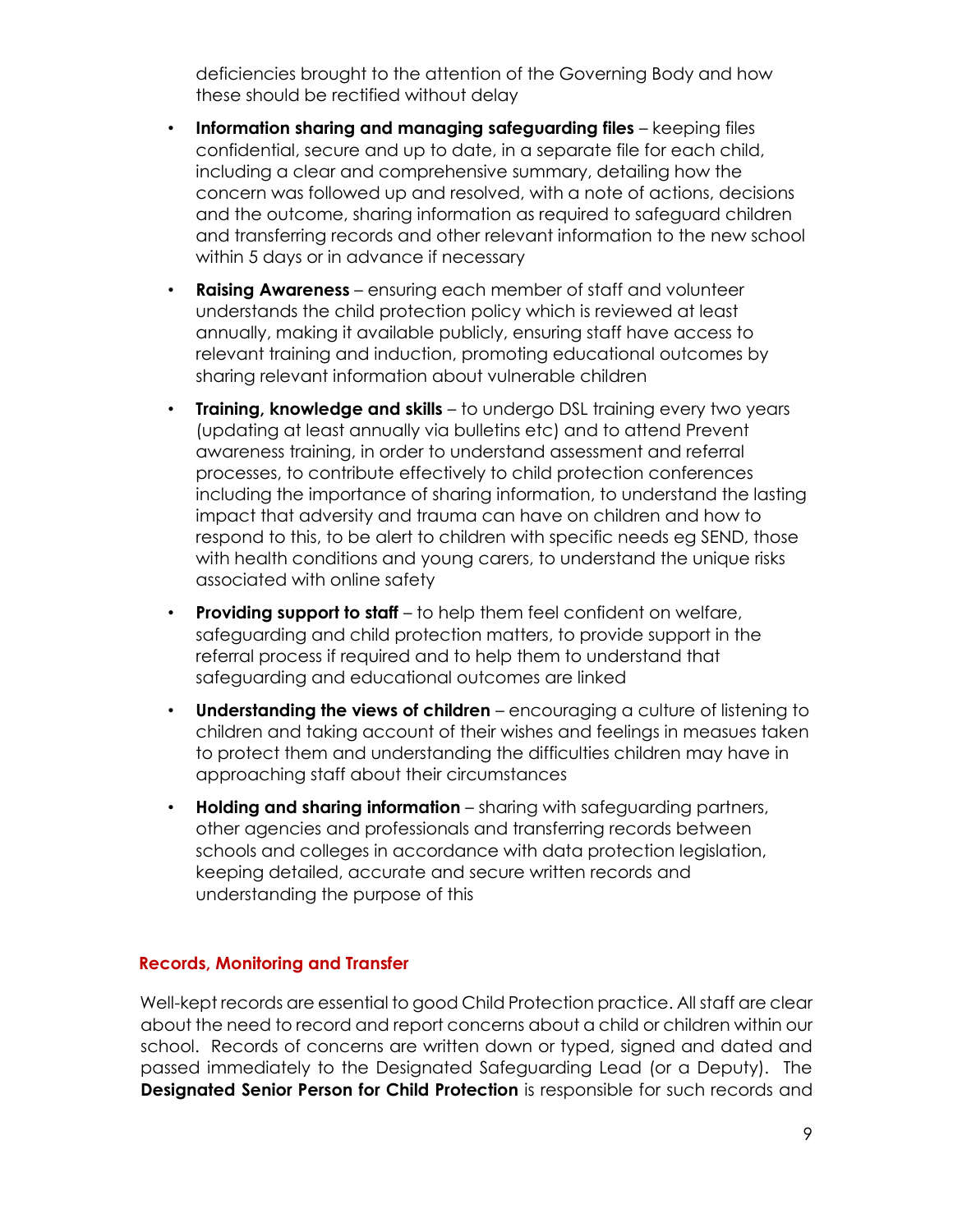deficiencies brought to the attention of the Governing Body and how these should be rectified without delay

- **Information sharing and managing safeguarding files** – keeping files confidential, secure and up to date, in a separate file for each child, including a clear and comprehensive summary, detailing how the concern was followed up and resolved, with a note of actions, decisions and the outcome, sharing information as required to safeguard children and transferring records and other relevant information to the new school within 5 days or in advance if necessary
- **Raising Awareness** – ensuring each member of staff and volunteer understands the child protection policy which is reviewed at least annually, making it available publicly, ensuring staff have access to relevant training and induction, promoting educational outcomes by sharing relevant information about vulnerable children
- **Training, knowledge and skills** – to undergo DSL training every two years (updating at least annually via bulletins etc) and to attend Prevent awareness training, in order to understand assessment and referral processes, to contribute effectively to child protection conferences including the importance of sharing information, to understand the lasting impact that adversity and trauma can have on children and how to respond to this, to be alert to children with specific needs eg SEND, those with health conditions and young carers, to understand the unique risks associated with online safety
- **Providing support to staff** – to help them feel confident on welfare, safeguarding and child protection matters, to provide support in the referral process if required and to help them to understand that safeguarding and educational outcomes are linked
- **Understanding the views of children** – encouraging a culture of listening to children and taking account of their wishes and feelings in measues taken to protect them and understanding the difficulties children may have in approaching staff about their circumstances
- **Holding and sharing information** – sharing with safeguarding partners, other agencies and professionals and transferring records between schools and colleges in accordance with data protection legislation, keeping detailed, accurate and secure written records and understanding the purpose of this

## Records, Monitoring and Transfer

Well-kept records are essential to good Child Protection practice. All staff are clear about the need to record and report concerns about a child or children within our school. Records of concerns are written down or typed, signed and dated and passed immediately to the Designated Safeguarding Lead (or a Deputy). The **Designated Senior Person for Child Protection** is responsible for such records and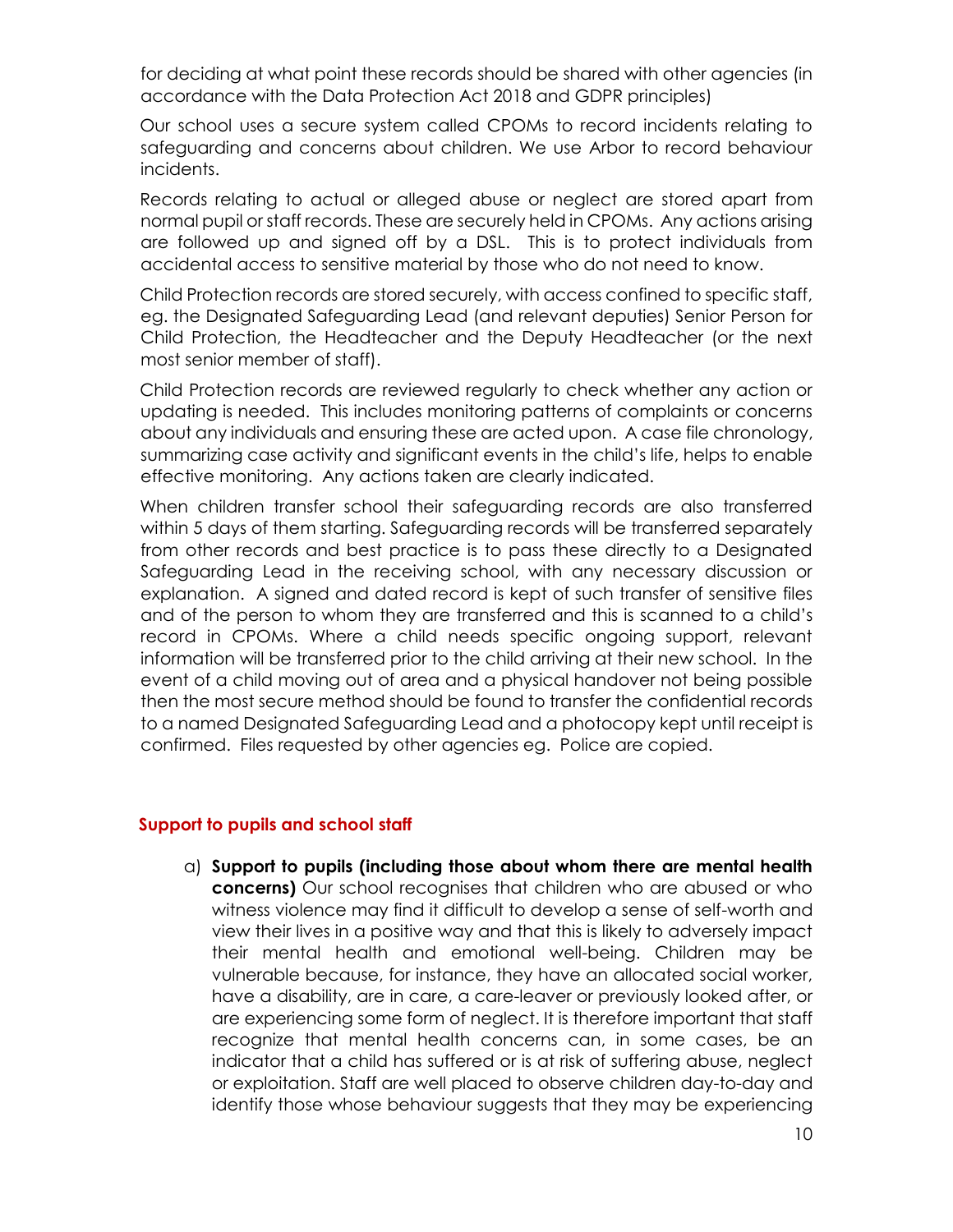for deciding at what point these records should be shared with other agencies (in accordance with the Data Protection Act 2018 and GDPR principles)

Our school uses a secure system called CPOMs to record incidents relating to safeguarding and concerns about children. We use Arbor to record behaviour incidents.

Records relating to actual or alleged abuse or neglect are stored apart from normal pupil or staff records. These are securely held in CPOMs. Any actions arising are followed up and signed off by a DSL. This is to protect individuals from accidental access to sensitive material by those who do not need to know.

Child Protection records are stored securely, with access confined to specific staff, eg. the Designated Safeguarding Lead (and relevant deputies) Senior Person for Child Protection, the Headteacher and the Deputy Headteacher (or the next most senior member of staff).

Child Protection records are reviewed regularly to check whether any action or updating is needed. This includes monitoring patterns of complaints or concerns about any individuals and ensuring these are acted upon. A case file chronology, summarizing case activity and significant events in the child's life, helps to enable effective monitoring. Any actions taken are clearly indicated.

When children transfer school their safeguarding records are also transferred within 5 days of them starting. Safeguarding records will be transferred separately from other records and best practice is to pass these directly to a Designated Safeguarding Lead in the receiving school, with any necessary discussion or explanation. A signed and dated record is kept of such transfer of sensitive files and of the person to whom they are transferred and this is scanned to a child's record in CPOMs. Where a child needs specific ongoing support, relevant information will be transferred prior to the child arriving at their new school. In the event of a child moving out of area and a physical handover not being possible then the most secure method should be found to transfer the confidential records to a named Designated Safeguarding Lead and a photocopy kept until receipt is confirmed. Files requested by other agencies eg. Police are copied.

## Support to pupils and school staff

a) **Support to pupils (including those about whom there are mental health concerns)** Our school recognises that children who are abused or who witness violence may find it difficult to develop a sense of self-worth and view their lives in a positive way and that this is likely to adversely impact their mental health and emotional well-being. Children may be vulnerable because, for instance, they have an allocated social worker, have a disability, are in care, a care-leaver or previously looked after, or are experiencing some form of neglect. It is therefore important that staff recognize that mental health concerns can, in some cases, be an indicator that a child has suffered or is at risk of suffering abuse, neglect or exploitation. Staff are well placed to observe children day-to-day and identify those whose behaviour suggests that they may be experiencing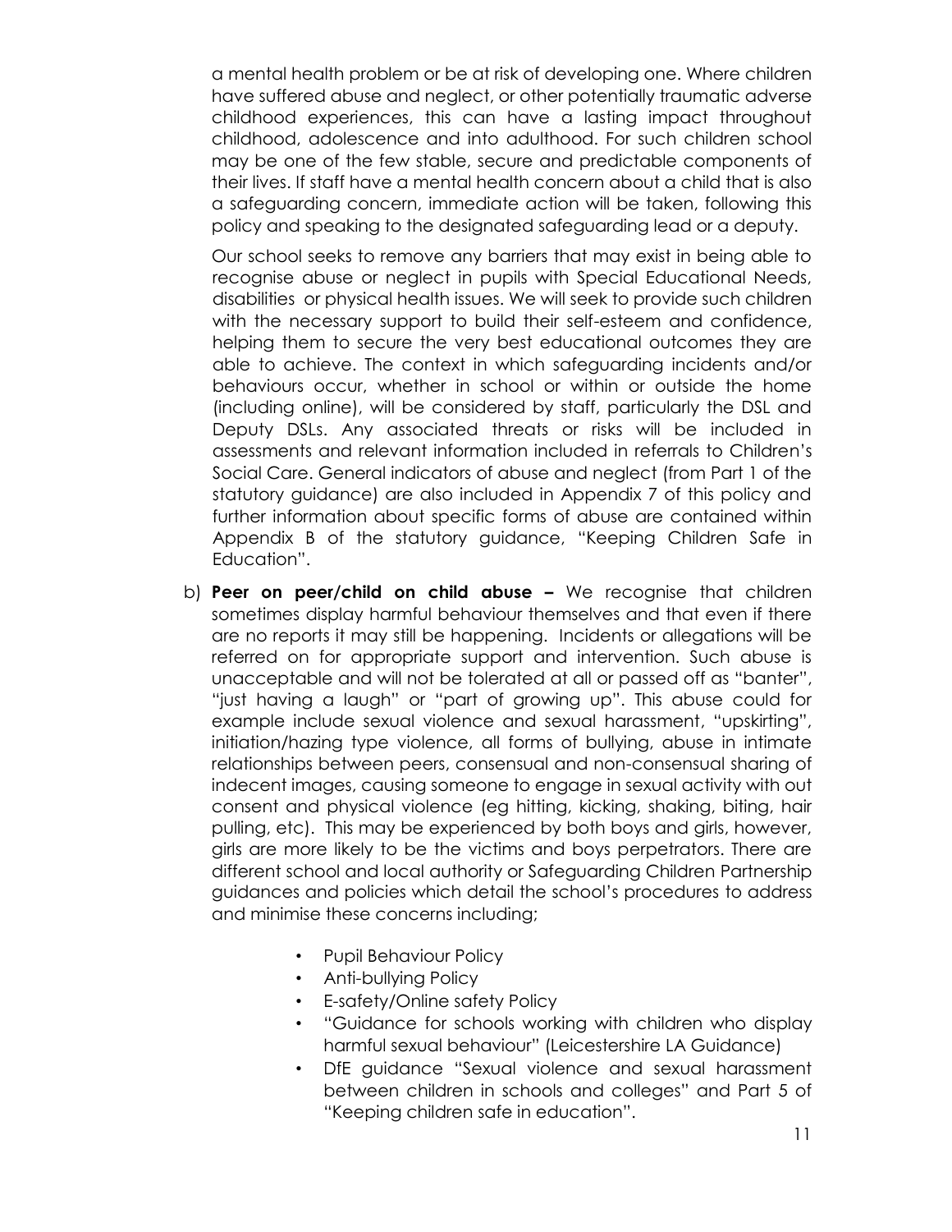a mental health problem or be at risk of developing one. Where children have suffered abuse and neglect, or other potentially traumatic adverse childhood experiences, this can have a lasting impact throughout childhood, adolescence and into adulthood. For such children school may be one of the few stable, secure and predictable components of their lives. If staff have a mental health concern about a child that is also a safeguarding concern, immediate action will be taken, following this policy and speaking to the designated safeguarding lead or a deputy.

Our school seeks to remove any barriers that may exist in being able to recognise abuse or neglect in pupils with Special Educational Needs, disabilities or physical health issues. We will seek to provide such children with the necessary support to build their self-esteem and confidence, helping them to secure the very best educational outcomes they are able to achieve. The context in which safeguarding incidents and/or behaviours occur, whether in school or within or outside the home (including online), will be considered by staff, particularly the DSL and Deputy DSLs. Any associated threats or risks will be included in assessments and relevant information included in referrals to Children's Social Care. General indicators of abuse and neglect (from Part 1 of the statutory guidance) are also included in Appendix 7 of this policy and further information about specific forms of abuse are contained within Appendix B of the statutory guidance, "Keeping Children Safe in Education".

b) **Peer on peer/child on child abuse –** We recognise that children sometimes display harmful behaviour themselves and that even if there are no reports it may still be happening. Incidents or allegations will be referred on for appropriate support and intervention. Such abuse is unacceptable and will not be tolerated at all or passed off as "banter", "just having a laugh" or "part of growing up". This abuse could for example include sexual violence and sexual harassment, "upskirting", initiation/hazing type violence, all forms of bullying, abuse in intimate relationships between peers, consensual and non-consensual sharing of indecent images, causing someone to engage in sexual activity with out consent and physical violence (eg hitting, kicking, shaking, biting, hair pulling, etc). This may be experienced by both boys and girls, however, girls are more likely to be the victims and boys perpetrators. There are different school and local authority or Safeguarding Children Partnership guidances and policies which detail the school's procedures to address and minimise these concerns including;

- Pupil Behaviour Policy
- Anti-bullying Policy
- E-safety/Online safety Policy
- "Guidance for schools working with children who display harmful sexual behaviour" (Leicestershire LA Guidance)
- DfE guidance "Sexual violence and sexual harassment between children in schools and colleges" and Part 5 of "Keeping children safe in education".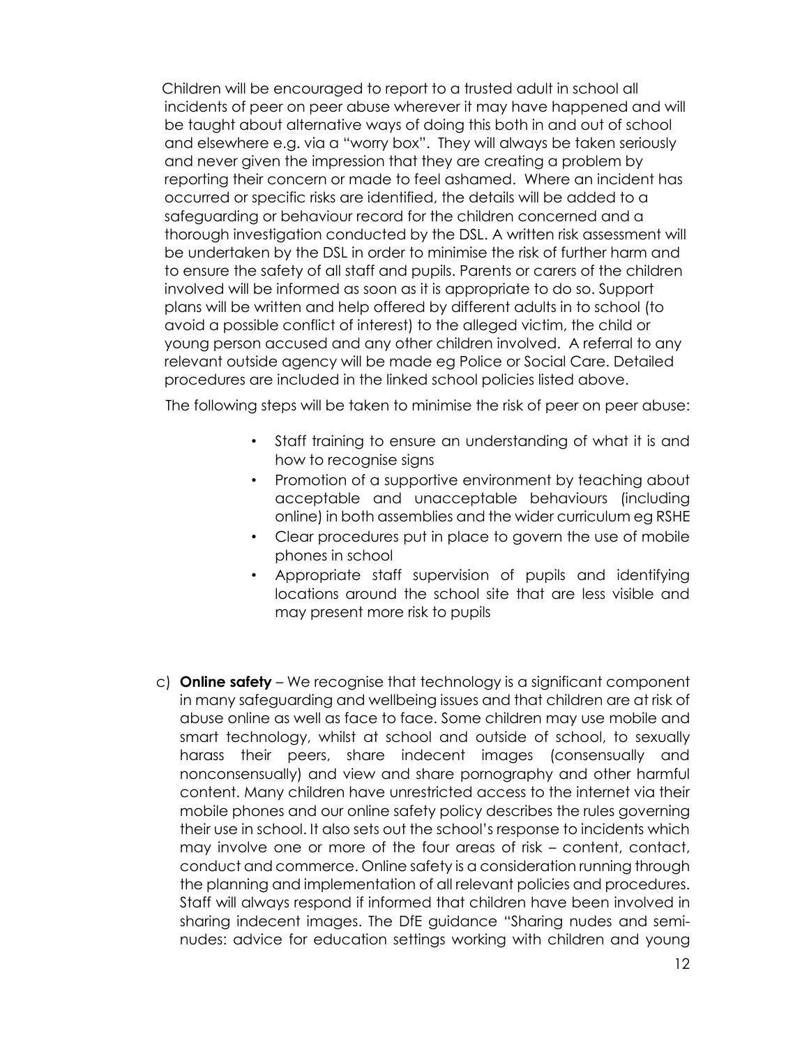Children will be encouraged to report to a trusted adult in school all incidents of peer on peer abuse wherever it may have happened and will be taught about alternative ways of doing this both in and out of school and elsewhere e.g. via a "worry box". They will always be taken seriously and never given the impression that they are creating a problem by reporting their concern or made to feel ashamed. Where an incident has occurred or specific risks are identified, the details will be added to a safeguarding or behaviour record for the children concerned and a thorough investigation conducted by the DSL. A written risk assessment will be undertaken by the DSL in order to minimise the risk of further harm and to ensure the safety of all staff and pupils. Parents or carers of the children involved will be informed as soon as it is appropriate to do so. Support plans will be written and help offered by different adults in to school (to avoid a possible conflict of interest) to the alleged victim, the child or young person accused and any other children involved. A referral to any relevant outside agency will be made eg Police or Social Care. Detailed procedures are included in the linked school policies listed above.

The following steps will be taken to minimise the risk of peer on peer abuse:

- Staff training to ensure an understanding of what it is and how to recognise signs
- Promotion of a supportive environment by teaching about acceptable and unacceptable behaviours (including online) in both assemblies and the wider curriculum eg RSHE
- Clear procedures put in place to govern the use of mobile phones in school
- Appropriate staff supervision of pupils and identifying locations around the school site that are less visible and may present more risk to pupils

c) **Online safety** – We recognise that technology is a significant component in many safeguarding and wellbeing issues and that children are at risk of abuse online as well as face to face. Some children may use mobile and smart technology, whilst at school and outside of school, to sexually harass their peers, share indecent images (consensually and nonconsensually) and view and share pornography and other harmful content. Many children have unrestricted access to the internet via their mobile phones and our online safety policy describes the rules governing their use in school. It also sets out the school's response to incidents which may involve one or more of the four areas of risk – content, contact, conduct and commerce. Online safety is a consideration running through the planning and implementation of all relevant policies and procedures. Staff will always respond if informed that children have been involved in sharing indecent images. The DfE guidance "Sharing nudes and semi-nudes: advice for education settings working with children and young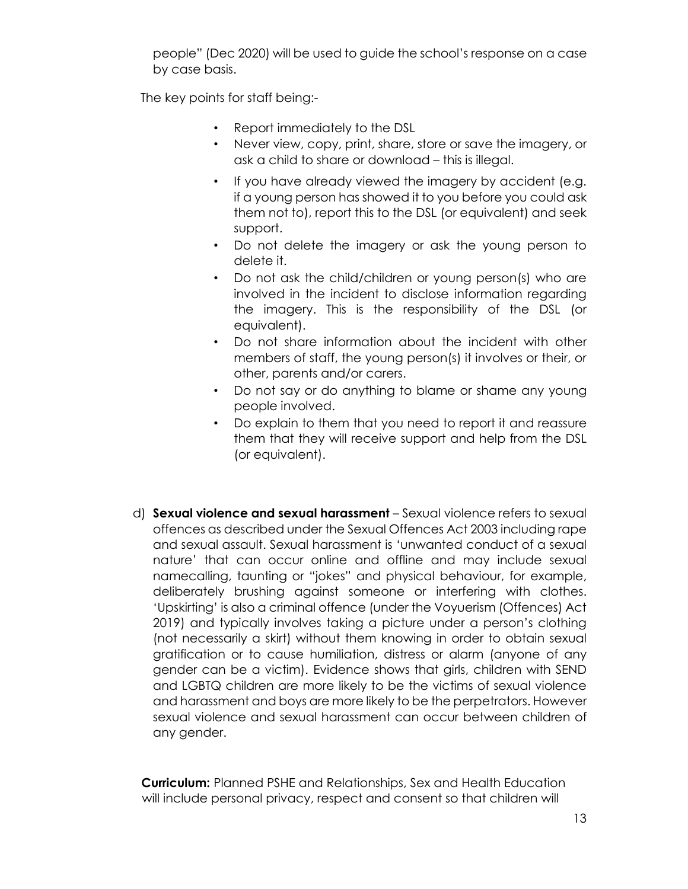people" (Dec 2020) will be used to guide the school's response on a case by case basis.

The key points for staff being:-

- Report immediately to the DSL
- Never view, copy, print, share, store or save the imagery, or ask a child to share or download – this is illegal.
- If you have already viewed the imagery by accident (e.g. if a young person has showed it to you before you could ask them not to), report this to the DSL (or equivalent) and seek support.
- Do not delete the imagery or ask the young person to delete it.
- Do not ask the child/children or young person(s) who are involved in the incident to disclose information regarding the imagery. This is the responsibility of the DSL (or equivalent).
- Do not share information about the incident with other members of staff, the young person(s) it involves or their, or other, parents and/or carers.
- Do not say or do anything to blame or shame any young people involved.
- Do explain to them that you need to report it and reassure them that they will receive support and help from the DSL (or equivalent).

d) **Sexual violence and sexual harassment** – Sexual violence refers to sexual offences as described under the Sexual Offences Act 2003 including rape and sexual assault. Sexual harassment is 'unwanted conduct of a sexual nature' that can occur online and offline and may include sexual namecalling, taunting or "jokes" and physical behaviour, for example, deliberately brushing against someone or interfering with clothes. 'Upskirting' is also a criminal offence (under the Voyuerism (Offences) Act 2019) and typically involves taking a picture under a person's clothing (not necessarily a skirt) without them knowing in order to obtain sexual gratification or to cause humiliation, distress or alarm (anyone of any gender can be a victim). Evidence shows that girls, children with SEND and LGBTQ children are more likely to be the victims of sexual violence and harassment and boys are more likely to be the perpetrators. However sexual violence and sexual harassment can occur between children of any gender.

**Curriculum:** Planned PSHE and Relationships, Sex and Health Education will include personal privacy, respect and consent so that children will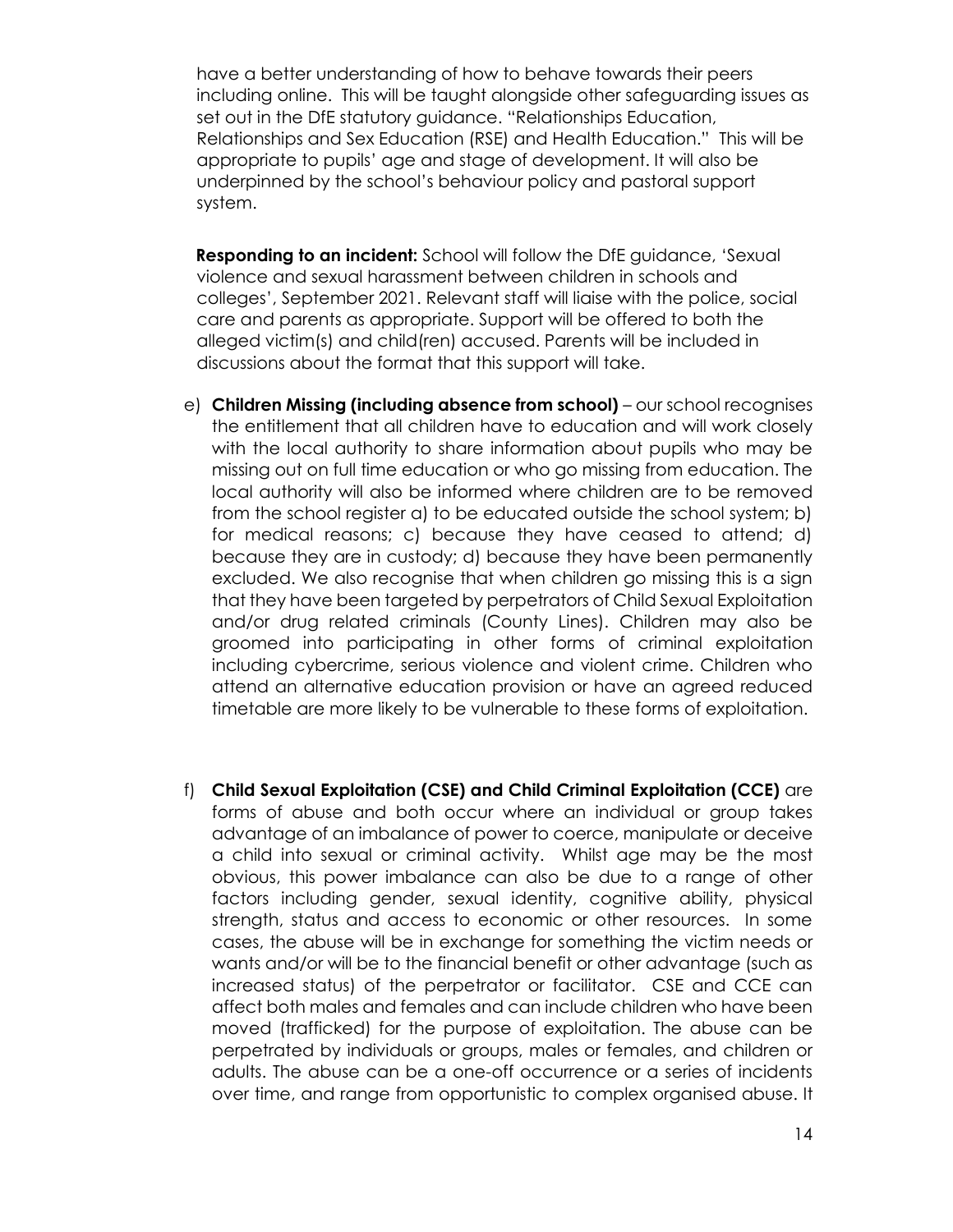have a better understanding of how to behave towards their peers including online. This will be taught alongside other safeguarding issues as set out in the DfE statutory guidance. "Relationships Education, Relationships and Sex Education (RSE) and Health Education." This will be appropriate to pupils' age and stage of development. It will also be underpinned by the school's behaviour policy and pastoral support system.

**Responding to an incident:** School will follow the DfE guidance, 'Sexual violence and sexual harassment between children in schools and colleges', September 2021. Relevant staff will liaise with the police, social care and parents as appropriate. Support will be offered to both the alleged victim(s) and child(ren) accused. Parents will be included in discussions about the format that this support will take.

e) **Children Missing (including absence from school)** – our school recognises the entitlement that all children have to education and will work closely with the local authority to share information about pupils who may be missing out on full time education or who go missing from education. The local authority will also be informed where children are to be removed from the school register a) to be educated outside the school system; b) for medical reasons; c) because they have ceased to attend; d) because they are in custody; d) because they have been permanently excluded. We also recognise that when children go missing this is a sign that they have been targeted by perpetrators of Child Sexual Exploitation and/or drug related criminals (County Lines). Children may also be groomed into participating in other forms of criminal exploitation including cybercrime, serious violence and violent crime. Children who attend an alternative education provision or have an agreed reduced timetable are more likely to be vulnerable to these forms of exploitation.

f) **Child Sexual Exploitation (CSE) and Child Criminal Exploitation (CCE)** are forms of abuse and both occur where an individual or group takes advantage of an imbalance of power to coerce, manipulate or deceive a child into sexual or criminal activity. Whilst age may be the most obvious, this power imbalance can also be due to a range of other factors including gender, sexual identity, cognitive ability, physical strength, status and access to economic or other resources. In some cases, the abuse will be in exchange for something the victim needs or wants and/or will be to the financial benefit or other advantage (such as increased status) of the perpetrator or facilitator. CSE and CCE can affect both males and females and can include children who have been moved (trafficked) for the purpose of exploitation. The abuse can be perpetrated by individuals or groups, males or females, and children or adults. The abuse can be a one-off occurrence or a series of incidents over time, and range from opportunistic to complex organised abuse. It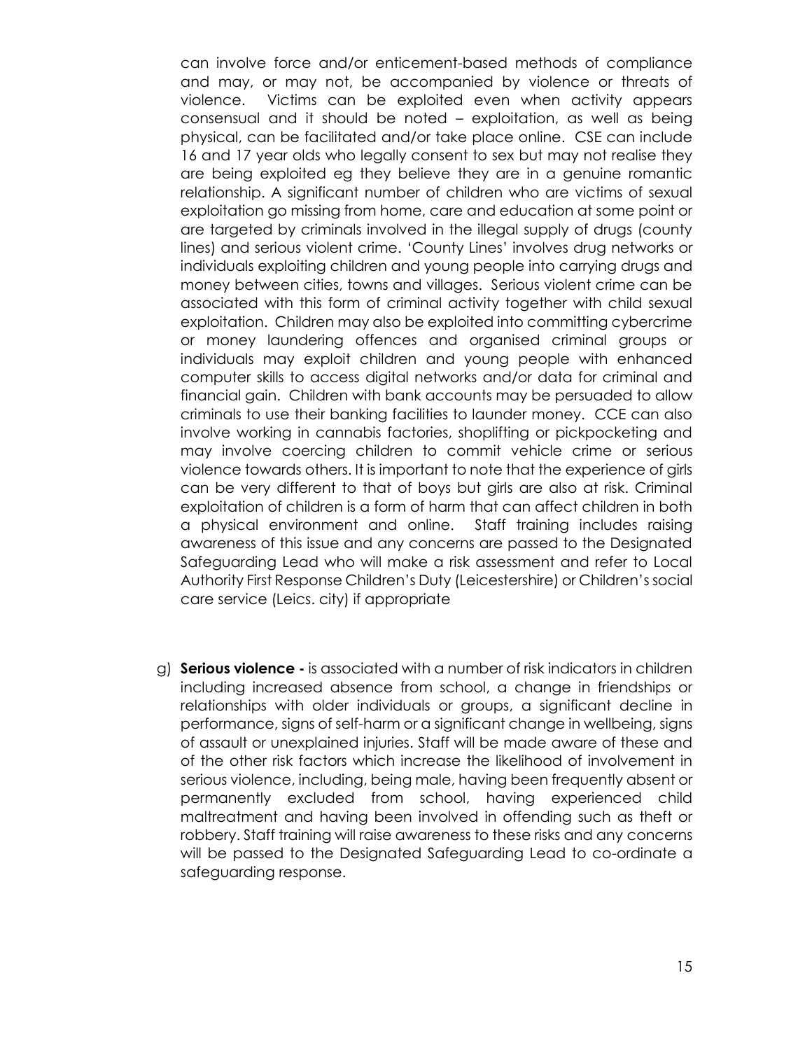can involve force and/or enticement-based methods of compliance and may, or may not, be accompanied by violence or threats of violence. Victims can be exploited even when activity appears consensual and it should be noted – exploitation, as well as being physical, can be facilitated and/or take place online. CSE can include 16 and 17 year olds who legally consent to sex but may not realise they are being exploited eg they believe they are in a genuine romantic relationship. A significant number of children who are victims of sexual exploitation go missing from home, care and education at some point or are targeted by criminals involved in the illegal supply of drugs (county lines) and serious violent crime. 'County Lines' involves drug networks or individuals exploiting children and young people into carrying drugs and money between cities, towns and villages. Serious violent crime can be associated with this form of criminal activity together with child sexual exploitation. Children may also be exploited into committing cybercrime or money laundering offences and organised criminal groups or individuals may exploit children and young people with enhanced computer skills to access digital networks and/or data for criminal and financial gain. Children with bank accounts may be persuaded to allow criminals to use their banking facilities to launder money. CCE can also involve working in cannabis factories, shoplifting or pickpocketing and may involve coercing children to commit vehicle crime or serious violence towards others. It is important to note that the experience of girls can be very different to that of boys but girls are also at risk. Criminal exploitation of children is a form of harm that can affect children in both a physical environment and online. Staff training includes raising awareness of this issue and any concerns are passed to the Designated Safeguarding Lead who will make a risk assessment and refer to Local Authority First Response Children's Duty (Leicestershire) or Children's social care service (Leics. city) if appropriate

g) **Serious violence -** is associated with a number of risk indicators in children including increased absence from school, a change in friendships or relationships with older individuals or groups, a significant decline in performance, signs of self-harm or a significant change in wellbeing, signs of assault or unexplained injuries. Staff will be made aware of these and of the other risk factors which increase the likelihood of involvement in serious violence, including, being male, having been frequently absent or permanently excluded from school, having experienced child maltreatment and having been involved in offending such as theft or robbery. Staff training will raise awareness to these risks and any concerns will be passed to the Designated Safeguarding Lead to co-ordinate a safeguarding response.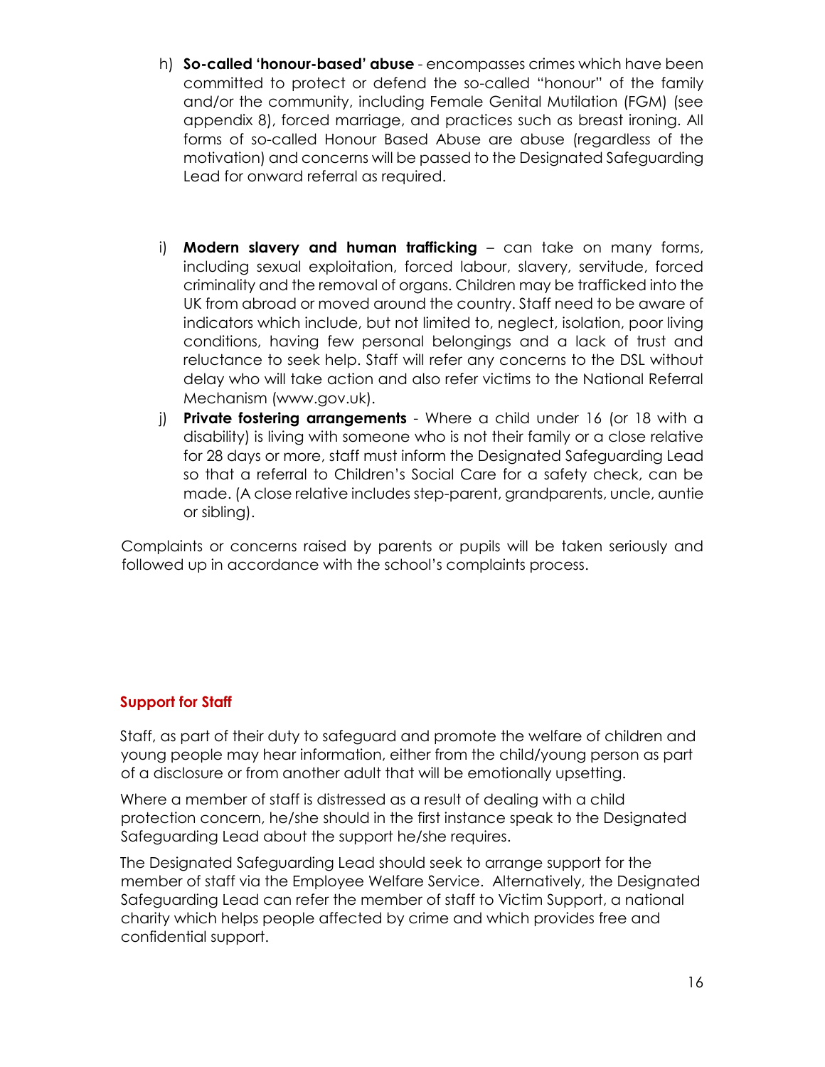h) **So-called 'honour-based' abuse** - encompasses crimes which have been committed to protect or defend the so-called "honour" of the family and/or the community, including Female Genital Mutilation (FGM) (see appendix 8), forced marriage, and practices such as breast ironing. All forms of so-called Honour Based Abuse are abuse (regardless of the motivation) and concerns will be passed to the Designated Safeguarding Lead for onward referral as required.

i) **Modern slavery and human trafficking** – can take on many forms, including sexual exploitation, forced labour, slavery, servitude, forced criminality and the removal of organs. Children may be trafficked into the UK from abroad or moved around the country. Staff need to be aware of indicators which include, but not limited to, neglect, isolation, poor living conditions, having few personal belongings and a lack of trust and reluctance to seek help. Staff will refer any concerns to the DSL without delay who will take action and also refer victims to the National Referral Mechanism (www.gov.uk).

j) **Private fostering arrangements** - Where a child under 16 (or 18 with a disability) is living with someone who is not their family or a close relative for 28 days or more, staff must inform the Designated Safeguarding Lead so that a referral to Children's Social Care for a safety check, can be made. (A close relative includes step-parent, grandparents, uncle, auntie or sibling).

Complaints or concerns raised by parents or pupils will be taken seriously and followed up in accordance with the school's complaints process.

## Support for Staff

Staff, as part of their duty to safeguard and promote the welfare of children and young people may hear information, either from the child/young person as part of a disclosure or from another adult that will be emotionally upsetting.

Where a member of staff is distressed as a result of dealing with a child protection concern, he/she should in the first instance speak to the Designated Safeguarding Lead about the support he/she requires.

The Designated Safeguarding Lead should seek to arrange support for the member of staff via the Employee Welfare Service. Alternatively, the Designated Safeguarding Lead can refer the member of staff to Victim Support, a national charity which helps people affected by crime and which provides free and confidential support.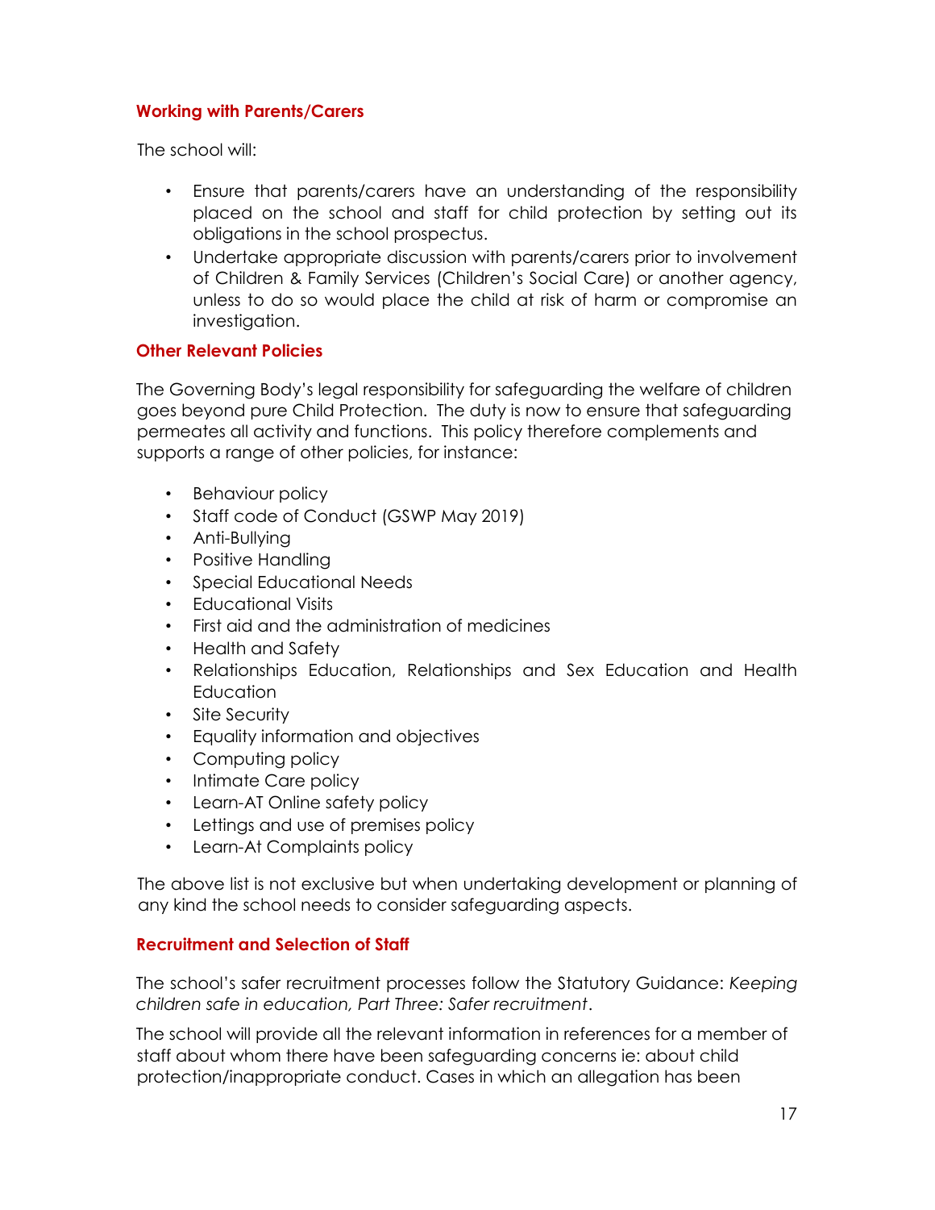### Working with Parents/Carers

The school will:

- Ensure that parents/carers have an understanding of the responsibility placed on the school and staff for child protection by setting out its obligations in the school prospectus.
- Undertake appropriate discussion with parents/carers prior to involvement of Children & Family Services (Children's Social Care) or another agency, unless to do so would place the child at risk of harm or compromise an investigation.

### Other Relevant Policies

The Governing Body's legal responsibility for safeguarding the welfare of children goes beyond pure Child Protection. The duty is now to ensure that safeguarding permeates all activity and functions. This policy therefore complements and supports a range of other policies, for instance:

- Behaviour policy
- Staff code of Conduct (GSWP May 2019)
- Anti-Bullying
- Positive Handling
- Special Educational Needs
- Educational Visits
- First aid and the administration of medicines
- Health and Safety
- Relationships Education, Relationships and Sex Education and Health Education
- Site Security
- Equality information and objectives
- Computing policy
- Intimate Care policy
- Learn-AT Online safety policy
- Lettings and use of premises policy
- Learn-At Complaints policy

The above list is not exclusive but when undertaking development or planning of any kind the school needs to consider safeguarding aspects.

### Recruitment and Selection of Staff

The school's safer recruitment processes follow the Statutory Guidance: *Keeping children safe in education, Part Three: Safer recruitment*.

The school will provide all the relevant information in references for a member of staff about whom there have been safeguarding concerns ie: about child protection/inappropriate conduct. Cases in which an allegation has been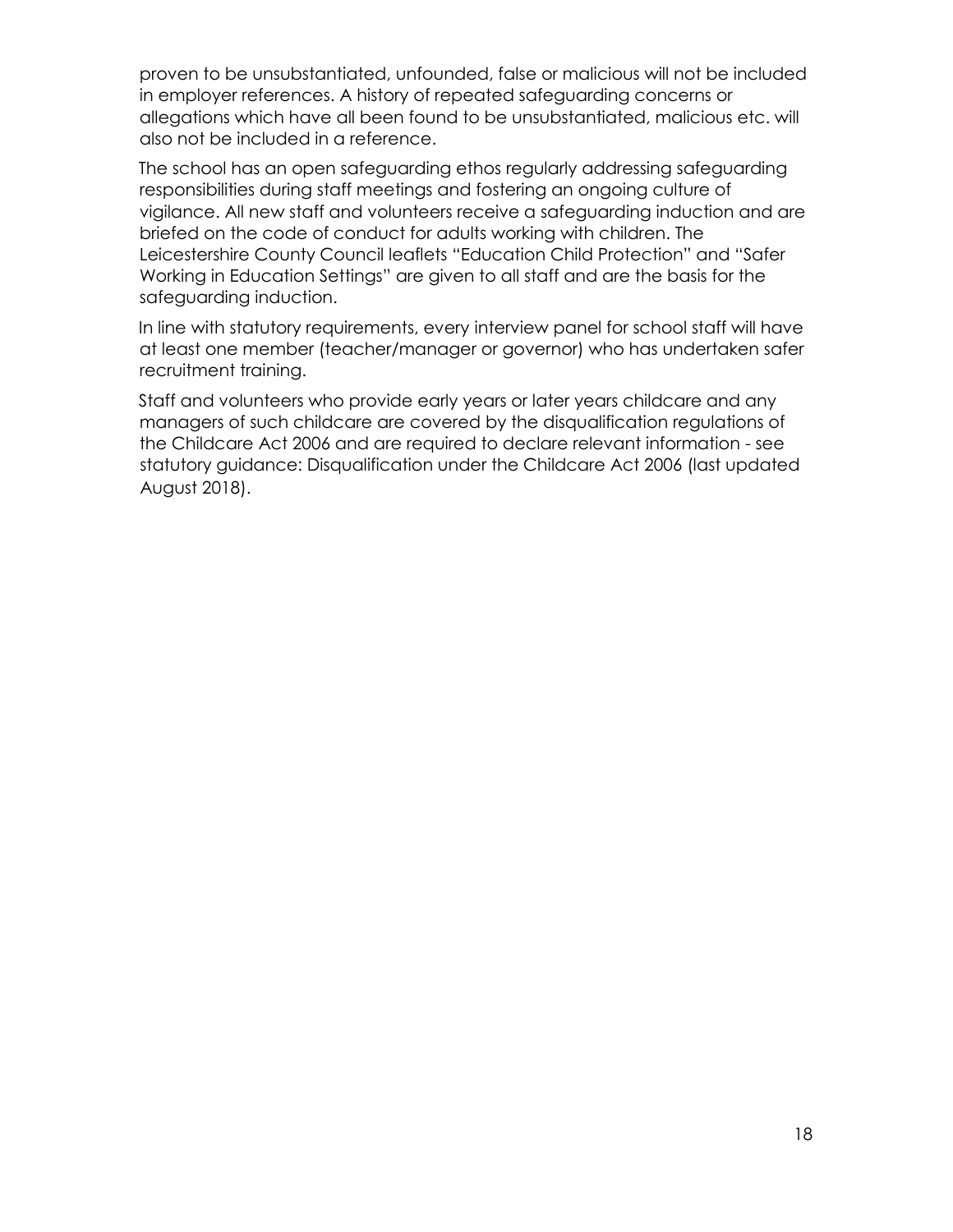proven to be unsubstantiated, unfounded, false or malicious will not be included in employer references. A history of repeated safeguarding concerns or allegations which have all been found to be unsubstantiated, malicious etc. will also not be included in a reference.

The school has an open safeguarding ethos regularly addressing safeguarding responsibilities during staff meetings and fostering an ongoing culture of vigilance. All new staff and volunteers receive a safeguarding induction and are briefed on the code of conduct for adults working with children. The Leicestershire County Council leaflets "Education Child Protection" and "Safer Working in Education Settings" are given to all staff and are the basis for the safeguarding induction.

In line with statutory requirements, every interview panel for school staff will have at least one member (teacher/manager or governor) who has undertaken safer recruitment training.

Staff and volunteers who provide early years or later years childcare and any managers of such childcare are covered by the disqualification regulations of the Childcare Act 2006 and are required to declare relevant information - see statutory guidance: Disqualification under the Childcare Act 2006 (last updated August 2018).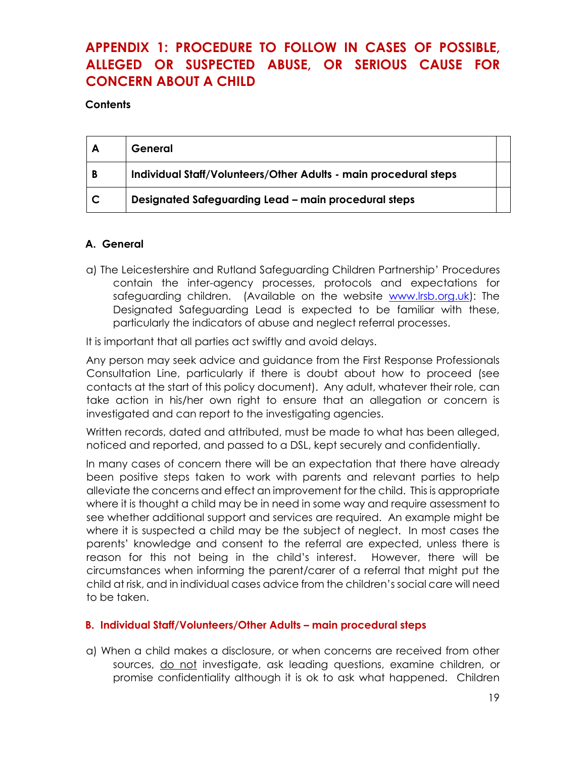# APPENDIX 1: PROCEDURE TO FOLLOW IN CASES OF POSSIBLE, ALLEGED OR SUSPECTED ABUSE, OR SERIOUS CAUSE FOR CONCERN ABOUT A CHILD

**Contents**

| | | |
|---|---|---|
| **A** | **General** | |
| **B** | **Individual Staff/Volunteers/Other Adults - main procedural steps** | |
| **C** | **Designated Safeguarding Lead – main procedural steps** | |

### A. General

a) The Leicestershire and Rutland Safeguarding Children Partnership' Procedures contain the inter-agency processes, protocols and expectations for safeguarding children. (Available on the website www.lrsb.org.uk): The Designated Safeguarding Lead is expected to be familiar with these, particularly the indicators of abuse and neglect referral processes.

It is important that all parties act swiftly and avoid delays.

Any person may seek advice and guidance from the First Response Professionals Consultation Line, particularly if there is doubt about how to proceed (see contacts at the start of this policy document). Any adult, whatever their role, can take action in his/her own right to ensure that an allegation or concern is investigated and can report to the investigating agencies.

Written records, dated and attributed, must be made to what has been alleged, noticed and reported, and passed to a DSL, kept securely and confidentially.

In many cases of concern there will be an expectation that there have already been positive steps taken to work with parents and relevant parties to help alleviate the concerns and effect an improvement for the child. This is appropriate where it is thought a child may be in need in some way and require assessment to see whether additional support and services are required. An example might be where it is suspected a child may be the subject of neglect. In most cases the parents' knowledge and consent to the referral are expected, unless there is reason for this not being in the child's interest. However, there will be circumstances when informing the parent/carer of a referral that might put the child at risk, and in individual cases advice from the children's social care will need to be taken.

### B. Individual Staff/Volunteers/Other Adults – main procedural steps

a) When a child makes a disclosure, or when concerns are received from other sources, do not investigate, ask leading questions, examine children, or promise confidentiality although it is ok to ask what happened. Children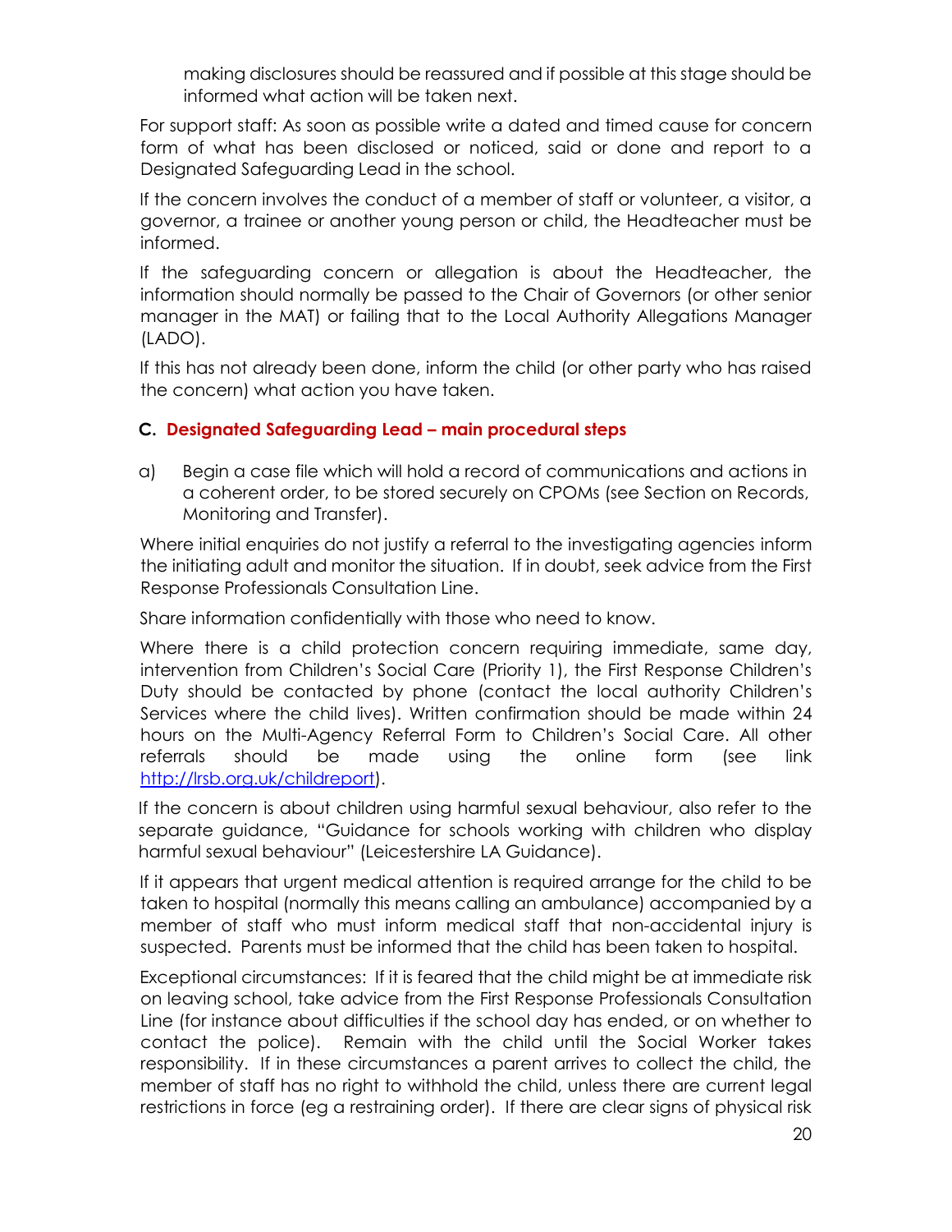making disclosures should be reassured and if possible at this stage should be informed what action will be taken next.

For support staff: As soon as possible write a dated and timed cause for concern form of what has been disclosed or noticed, said or done and report to a Designated Safeguarding Lead in the school.

If the concern involves the conduct of a member of staff or volunteer, a visitor, a governor, a trainee or another young person or child, the Headteacher must be informed.

If the safeguarding concern or allegation is about the Headteacher, the information should normally be passed to the Chair of Governors (or other senior manager in the MAT) or failing that to the Local Authority Allegations Manager (LADO).

If this has not already been done, inform the child (or other party who has raised the concern) what action you have taken.

### C. Designated Safeguarding Lead – main procedural steps

a) Begin a case file which will hold a record of communications and actions in a coherent order, to be stored securely on CPOMs (see Section on Records, Monitoring and Transfer).

Where initial enquiries do not justify a referral to the investigating agencies inform the initiating adult and monitor the situation. If in doubt, seek advice from the First Response Professionals Consultation Line.

Share information confidentially with those who need to know.

Where there is a child protection concern requiring immediate, same day, intervention from Children's Social Care (Priority 1), the First Response Children's Duty should be contacted by phone (contact the local authority Children's Services where the child lives). Written confirmation should be made within 24 hours on the Multi-Agency Referral Form to Children's Social Care. All other referrals should be made using the online form (see link http://lrsb.org.uk/childreport).

If the concern is about children using harmful sexual behaviour, also refer to the separate guidance, "Guidance for schools working with children who display harmful sexual behaviour" (Leicestershire LA Guidance).

If it appears that urgent medical attention is required arrange for the child to be taken to hospital (normally this means calling an ambulance) accompanied by a member of staff who must inform medical staff that non-accidental injury is suspected. Parents must be informed that the child has been taken to hospital.

Exceptional circumstances: If it is feared that the child might be at immediate risk on leaving school, take advice from the First Response Professionals Consultation Line (for instance about difficulties if the school day has ended, or on whether to contact the police). Remain with the child until the Social Worker takes responsibility. If in these circumstances a parent arrives to collect the child, the member of staff has no right to withhold the child, unless there are current legal restrictions in force (eg a restraining order). If there are clear signs of physical risk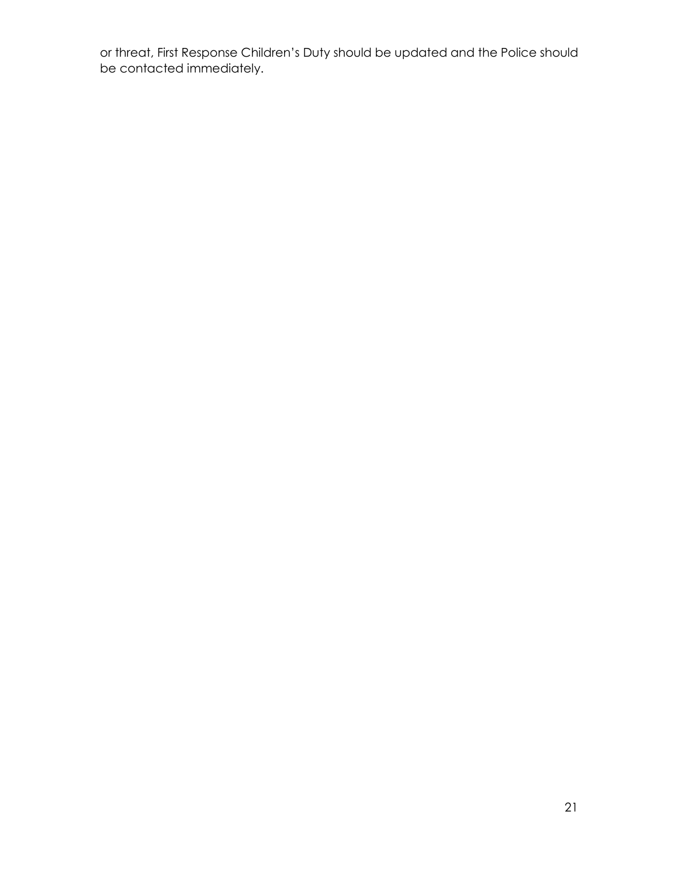or threat, First Response Children's Duty should be updated and the Police should be contacted immediately.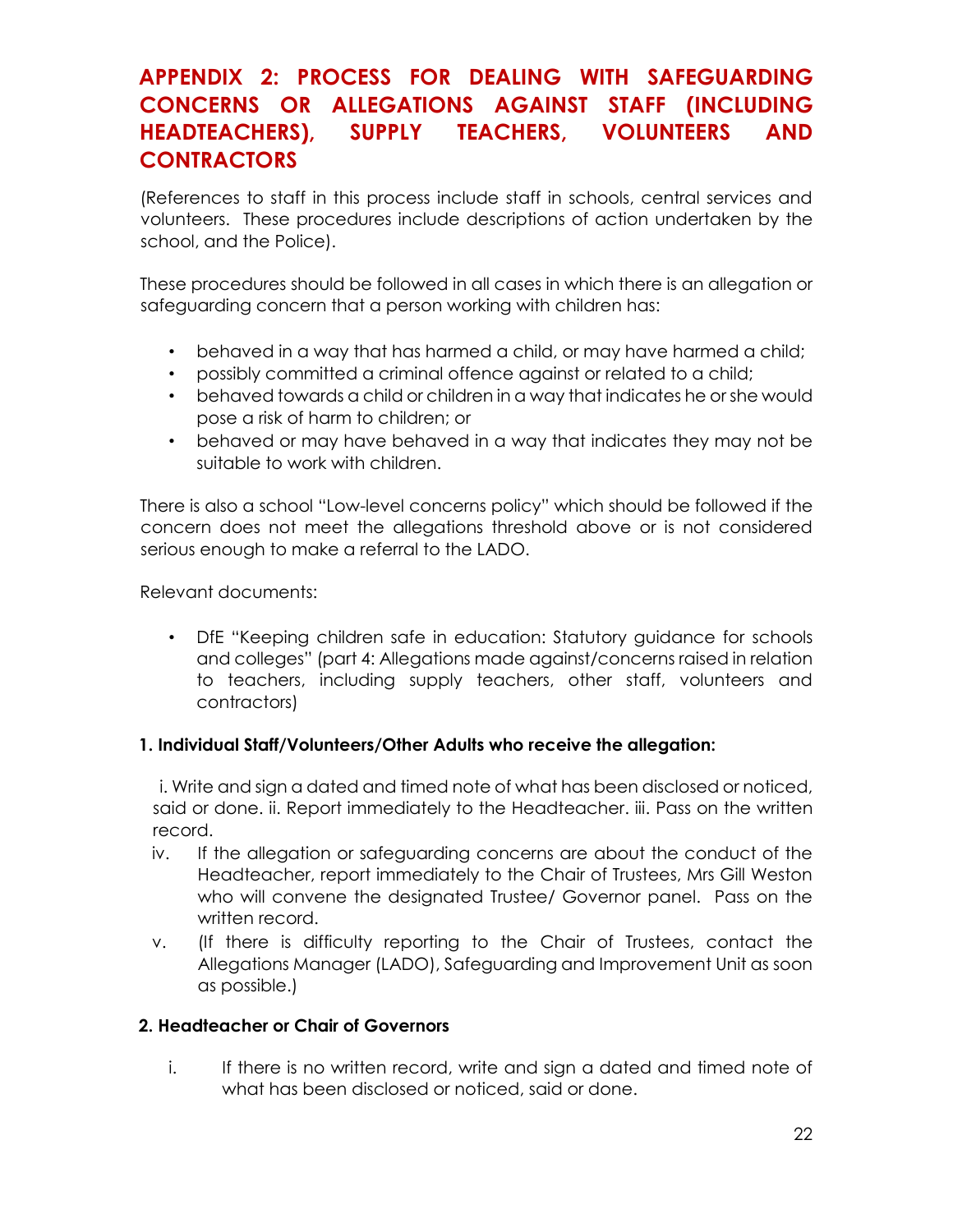## APPENDIX 2: PROCESS FOR DEALING WITH SAFEGUARDING CONCERNS OR ALLEGATIONS AGAINST STAFF (INCLUDING HEADTEACHERS), SUPPLY TEACHERS, VOLUNTEERS AND CONTRACTORS

(References to staff in this process include staff in schools, central services and volunteers. These procedures include descriptions of action undertaken by the school, and the Police).

These procedures should be followed in all cases in which there is an allegation or safeguarding concern that a person working with children has:

- behaved in a way that has harmed a child, or may have harmed a child;
- possibly committed a criminal offence against or related to a child;
- behaved towards a child or children in a way that indicates he or she would pose a risk of harm to children; or
- behaved or may have behaved in a way that indicates they may not be suitable to work with children.

There is also a school "Low-level concerns policy" which should be followed if the concern does not meet the allegations threshold above or is not considered serious enough to make a referral to the LADO.

Relevant documents:

- DfE "Keeping children safe in education: Statutory guidance for schools and colleges" (part 4: Allegations made against/concerns raised in relation to teachers, including supply teachers, other staff, volunteers and contractors)

**1. Individual Staff/Volunteers/Other Adults who receive the allegation:**

i. Write and sign a dated and timed note of what has been disclosed or noticed, said or done. ii. Report immediately to the Headteacher. iii. Pass on the written record.

iv. If the allegation or safeguarding concerns are about the conduct of the Headteacher, report immediately to the Chair of Trustees, Mrs Gill Weston who will convene the designated Trustee/ Governor panel. Pass on the written record.

v. (If there is difficulty reporting to the Chair of Trustees, contact the Allegations Manager (LADO), Safeguarding and Improvement Unit as soon as possible.)

**2. Headteacher or Chair of Governors**

i. If there is no written record, write and sign a dated and timed note of what has been disclosed or noticed, said or done.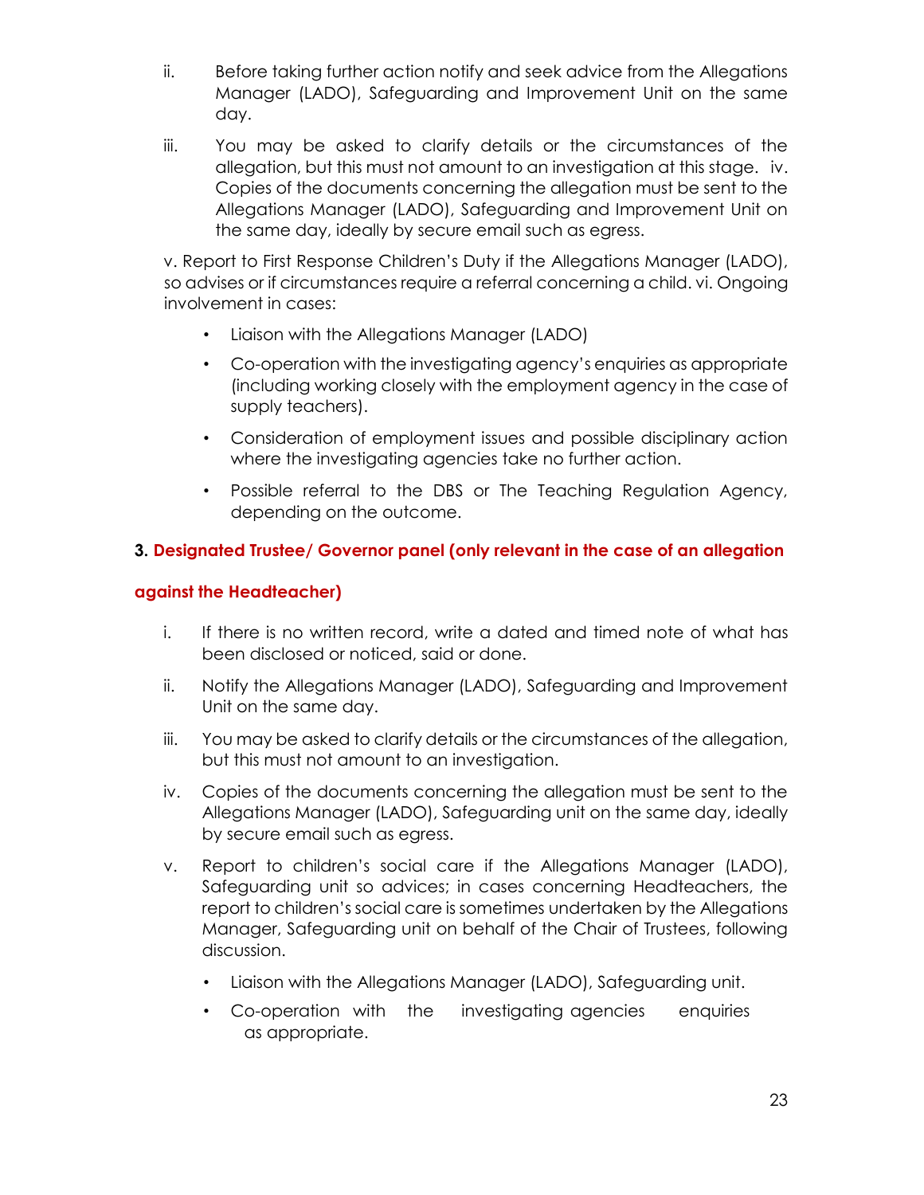ii. Before taking further action notify and seek advice from the Allegations Manager (LADO), Safeguarding and Improvement Unit on the same day.

iii. You may be asked to clarify details or the circumstances of the allegation, but this must not amount to an investigation at this stage. iv. Copies of the documents concerning the allegation must be sent to the Allegations Manager (LADO), Safeguarding and Improvement Unit on the same day, ideally by secure email such as egress.

v. Report to First Response Children's Duty if the Allegations Manager (LADO), so advises or if circumstances require a referral concerning a child. vi. Ongoing involvement in cases:

- Liaison with the Allegations Manager (LADO)
- Co-operation with the investigating agency's enquiries as appropriate (including working closely with the employment agency in the case of supply teachers).
- Consideration of employment issues and possible disciplinary action where the investigating agencies take no further action.
- Possible referral to the DBS or The Teaching Regulation Agency, depending on the outcome.

**3. Designated Trustee/ Governor panel (only relevant in the case of an allegation against the Headteacher)**

i. If there is no written record, write a dated and timed note of what has been disclosed or noticed, said or done.

ii. Notify the Allegations Manager (LADO), Safeguarding and Improvement Unit on the same day.

iii. You may be asked to clarify details or the circumstances of the allegation, but this must not amount to an investigation.

iv. Copies of the documents concerning the allegation must be sent to the Allegations Manager (LADO), Safeguarding unit on the same day, ideally by secure email such as egress.

v. Report to children's social care if the Allegations Manager (LADO), Safeguarding unit so advices; in cases concerning Headteachers, the report to children's social care is sometimes undertaken by the Allegations Manager, Safeguarding unit on behalf of the Chair of Trustees, following discussion.

- Liaison with the Allegations Manager (LADO), Safeguarding unit.
- Co-operation with the investigating agencies enquiries as appropriate.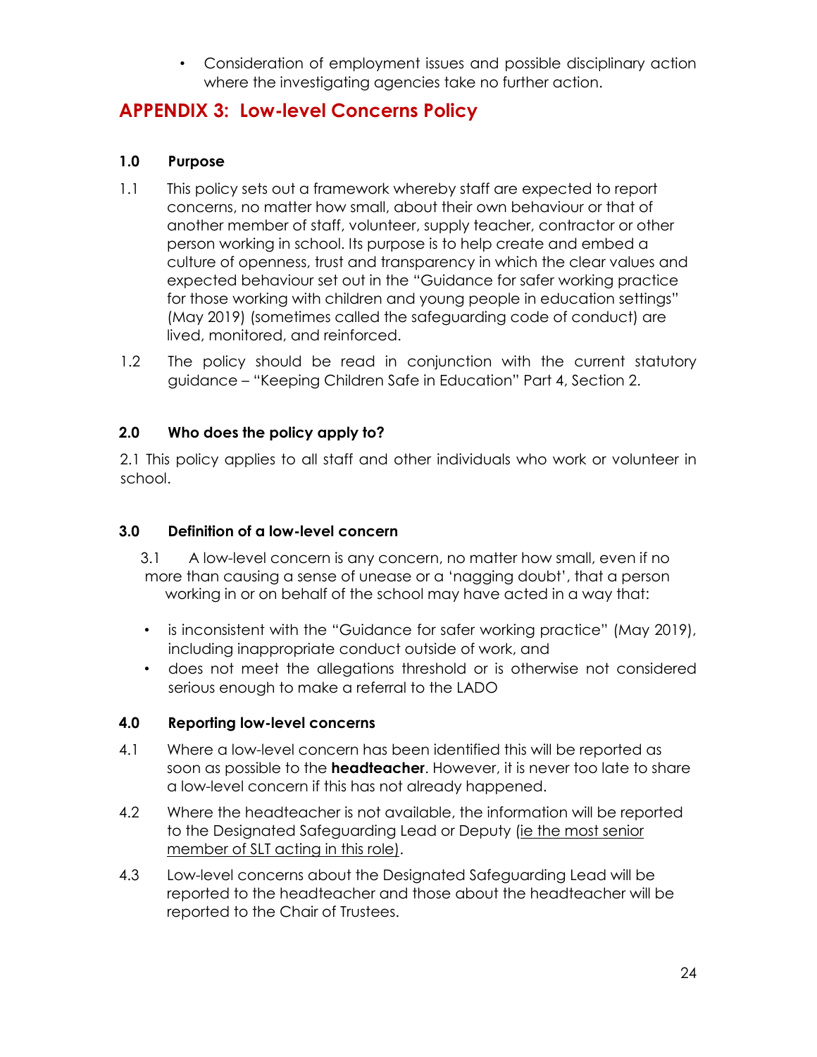- Consideration of employment issues and possible disciplinary action where the investigating agencies take no further action.

## APPENDIX 3: Low-level Concerns Policy

### 1.0 Purpose

1.1 This policy sets out a framework whereby staff are expected to report concerns, no matter how small, about their own behaviour or that of another member of staff, volunteer, supply teacher, contractor or other person working in school. Its purpose is to help create and embed a culture of openness, trust and transparency in which the clear values and expected behaviour set out in the "Guidance for safer working practice for those working with children and young people in education settings" (May 2019) (sometimes called the safeguarding code of conduct) are lived, monitored, and reinforced.

1.2 The policy should be read in conjunction with the current statutory guidance – "Keeping Children Safe in Education" Part 4, Section 2.

### 2.0 Who does the policy apply to?

2.1 This policy applies to all staff and other individuals who work or volunteer in school.

### 3.0 Definition of a low-level concern

3.1 A low-level concern is any concern, no matter how small, even if no more than causing a sense of unease or a 'nagging doubt', that a person working in or on behalf of the school may have acted in a way that:

- is inconsistent with the "Guidance for safer working practice" (May 2019), including inappropriate conduct outside of work, and
- does not meet the allegations threshold or is otherwise not considered serious enough to make a referral to the LADO

### 4.0 Reporting low-level concerns

4.1 Where a low-level concern has been identified this will be reported as soon as possible to the **headteacher**. However, it is never too late to share a low-level concern if this has not already happened.

4.2 Where the headteacher is not available, the information will be reported to the Designated Safeguarding Lead or Deputy (ie the most senior member of SLT acting in this role).

4.3 Low-level concerns about the Designated Safeguarding Lead will be reported to the headteacher and those about the headteacher will be reported to the Chair of Trustees.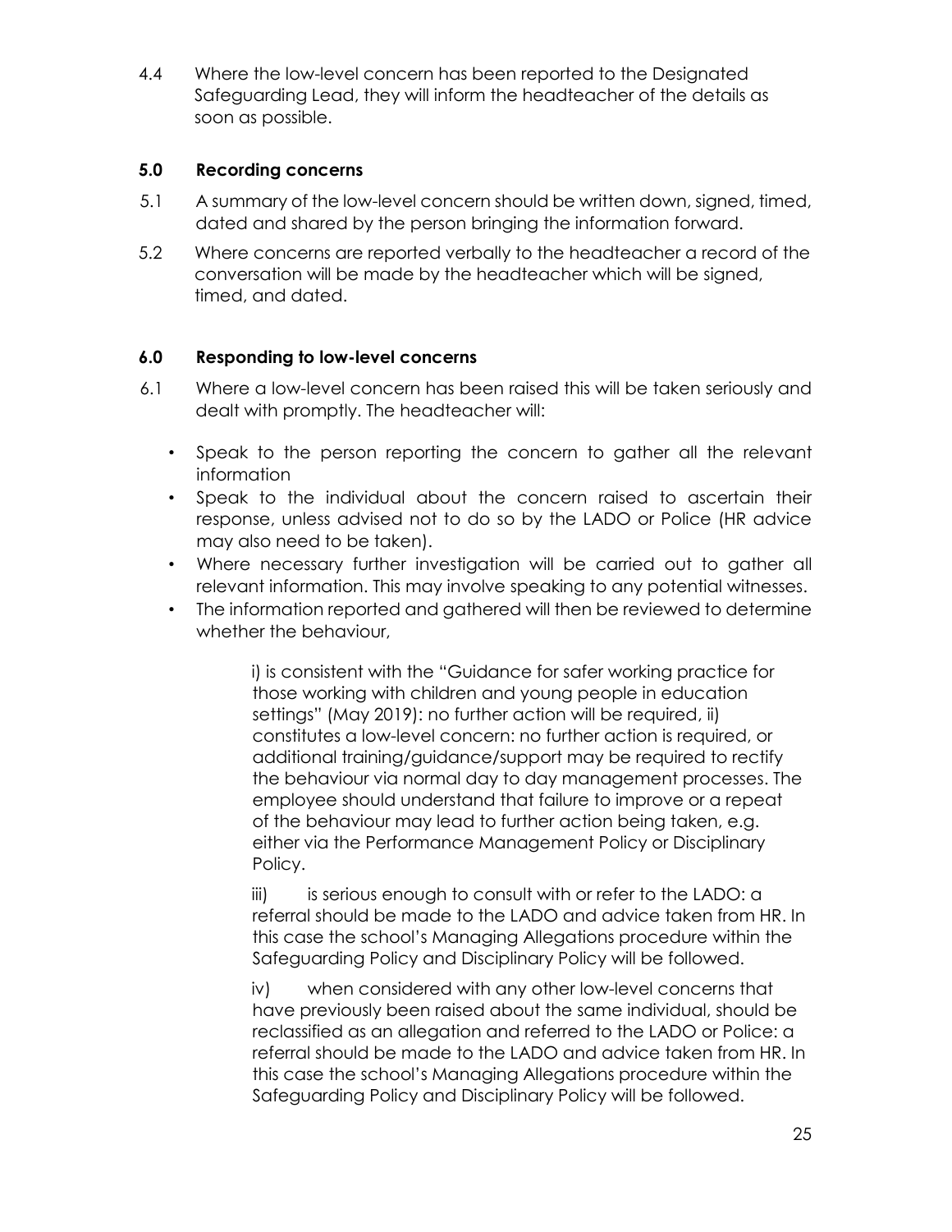4.4 Where the low-level concern has been reported to the Designated Safeguarding Lead, they will inform the headteacher of the details as soon as possible.

## 5.0 Recording concerns

5.1 A summary of the low-level concern should be written down, signed, timed, dated and shared by the person bringing the information forward.

5.2 Where concerns are reported verbally to the headteacher a record of the conversation will be made by the headteacher which will be signed, timed, and dated.

## 6.0 Responding to low-level concerns

6.1 Where a low-level concern has been raised this will be taken seriously and dealt with promptly. The headteacher will:

- Speak to the person reporting the concern to gather all the relevant information
- Speak to the individual about the concern raised to ascertain their response, unless advised not to do so by the LADO or Police (HR advice may also need to be taken).
- Where necessary further investigation will be carried out to gather all relevant information. This may involve speaking to any potential witnesses.
- The information reported and gathered will then be reviewed to determine whether the behaviour,

  i) is consistent with the "Guidance for safer working practice for those working with children and young people in education settings" (May 2019): no further action will be required, ii) constitutes a low-level concern: no further action is required, or additional training/guidance/support may be required to rectify the behaviour via normal day to day management processes. The employee should understand that failure to improve or a repeat of the behaviour may lead to further action being taken, e.g. either via the Performance Management Policy or Disciplinary Policy.

  iii) is serious enough to consult with or refer to the LADO: a referral should be made to the LADO and advice taken from HR. In this case the school's Managing Allegations procedure within the Safeguarding Policy and Disciplinary Policy will be followed.

  iv) when considered with any other low-level concerns that have previously been raised about the same individual, should be reclassified as an allegation and referred to the LADO or Police: a referral should be made to the LADO and advice taken from HR. In this case the school's Managing Allegations procedure within the Safeguarding Policy and Disciplinary Policy will be followed.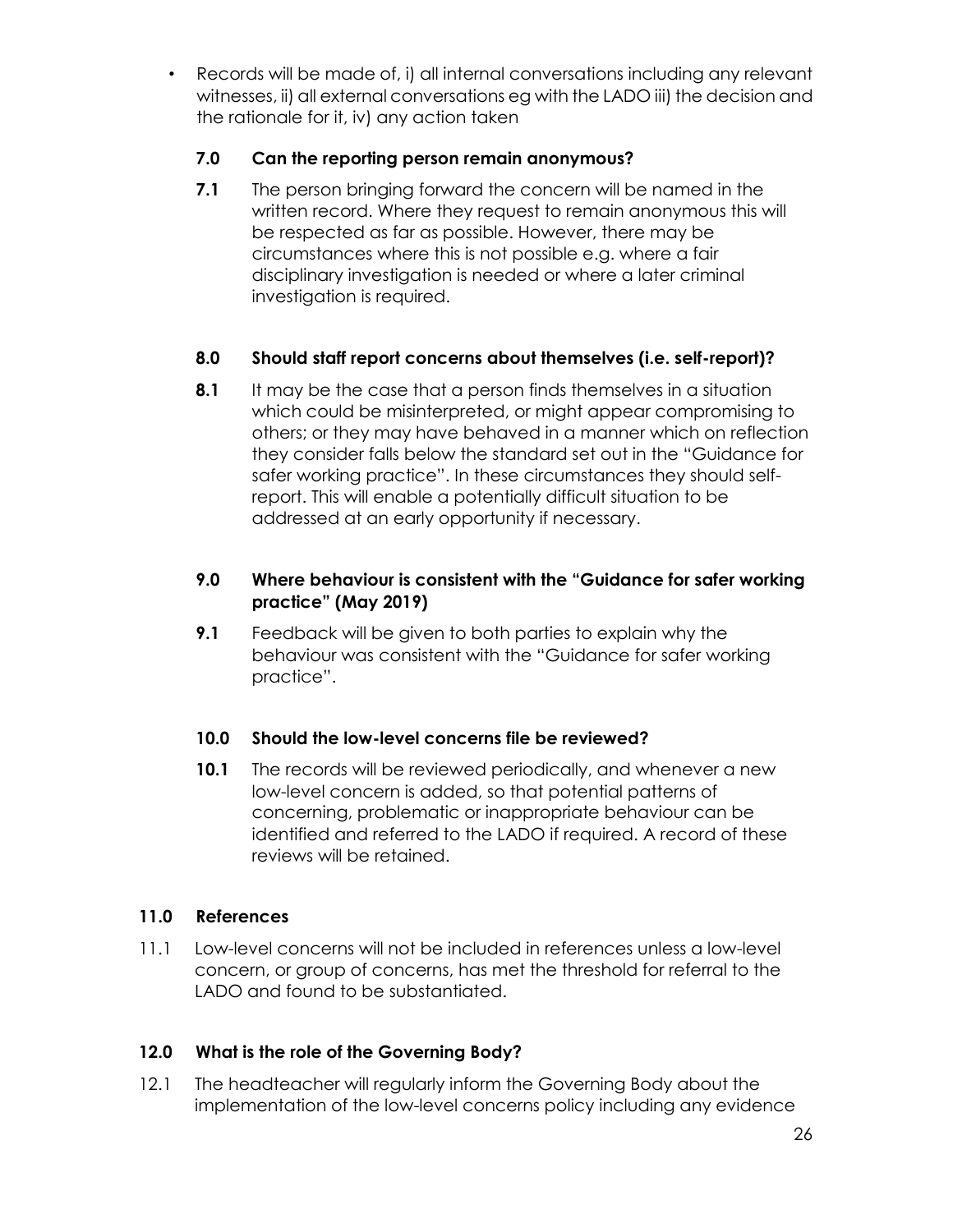- Records will be made of, i) all internal conversations including any relevant witnesses, ii) all external conversations eg with the LADO iii) the decision and the rationale for it, iv) any action taken

### 7.0 Can the reporting person remain anonymous?

**7.1** The person bringing forward the concern will be named in the written record. Where they request to remain anonymous this will be respected as far as possible. However, there may be circumstances where this is not possible e.g. where a fair disciplinary investigation is needed or where a later criminal investigation is required.

### 8.0 Should staff report concerns about themselves (i.e. self-report)?

**8.1** It may be the case that a person finds themselves in a situation which could be misinterpreted, or might appear compromising to others; or they may have behaved in a manner which on reflection they consider falls below the standard set out in the "Guidance for safer working practice". In these circumstances they should self-report. This will enable a potentially difficult situation to be addressed at an early opportunity if necessary.

### 9.0 Where behaviour is consistent with the "Guidance for safer working practice" (May 2019)

**9.1** Feedback will be given to both parties to explain why the behaviour was consistent with the "Guidance for safer working practice".

### 10.0 Should the low-level concerns file be reviewed?

**10.1** The records will be reviewed periodically, and whenever a new low-level concern is added, so that potential patterns of concerning, problematic or inappropriate behaviour can be identified and referred to the LADO if required. A record of these reviews will be retained.

## 11.0 References

11.1 Low-level concerns will not be included in references unless a low-level concern, or group of concerns, has met the threshold for referral to the LADO and found to be substantiated.

## 12.0 What is the role of the Governing Body?

12.1 The headteacher will regularly inform the Governing Body about the implementation of the low-level concerns policy including any evidence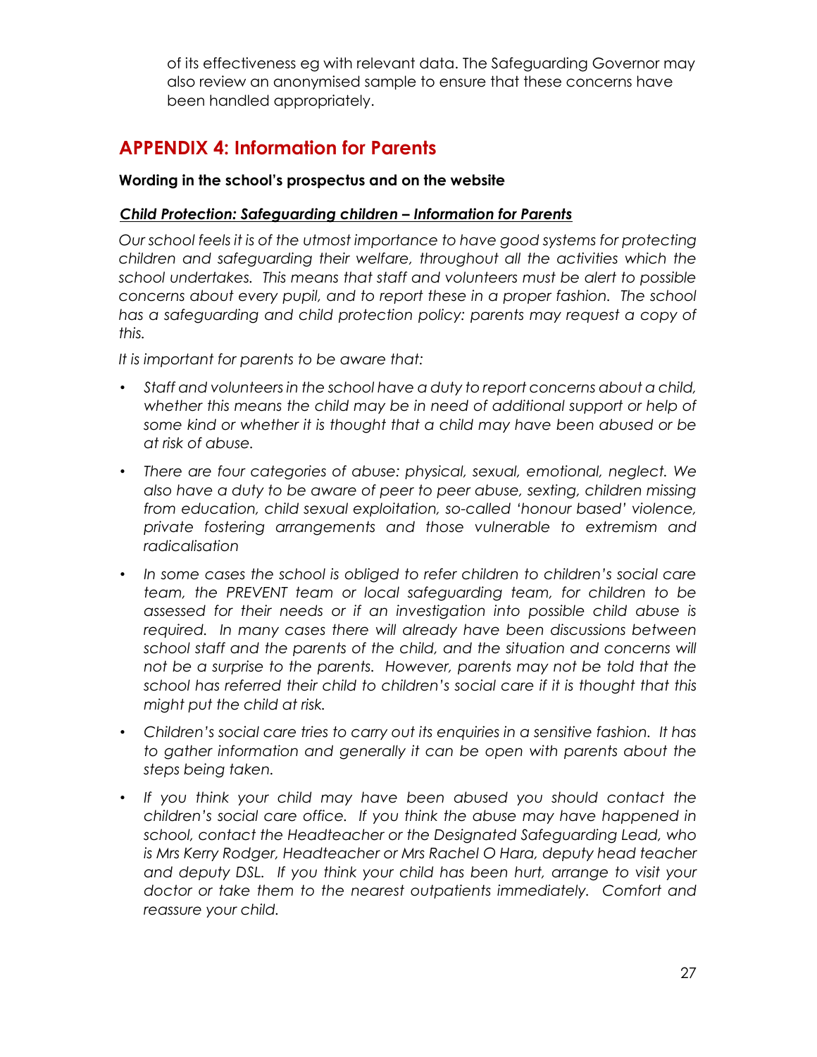of its effectiveness eg with relevant data. The Safeguarding Governor may also review an anonymised sample to ensure that these concerns have been handled appropriately.

## APPENDIX 4: Information for Parents

**Wording in the school's prospectus and on the website**

***Child Protection: Safeguarding children – Information for Parents***

*Our school feels it is of the utmost importance to have good systems for protecting children and safeguarding their welfare, throughout all the activities which the school undertakes. This means that staff and volunteers must be alert to possible concerns about every pupil, and to report these in a proper fashion. The school has a safeguarding and child protection policy: parents may request a copy of this.*

*It is important for parents to be aware that:*

- *Staff and volunteers in the school have a duty to report concerns about a child, whether this means the child may be in need of additional support or help of some kind or whether it is thought that a child may have been abused or be at risk of abuse.*
- *There are four categories of abuse: physical, sexual, emotional, neglect. We also have a duty to be aware of peer to peer abuse, sexting, children missing from education, child sexual exploitation, so-called 'honour based' violence, private fostering arrangements and those vulnerable to extremism and radicalisation*
- *In some cases the school is obliged to refer children to children's social care team, the PREVENT team or local safeguarding team, for children to be assessed for their needs or if an investigation into possible child abuse is required. In many cases there will already have been discussions between school staff and the parents of the child, and the situation and concerns will not be a surprise to the parents. However, parents may not be told that the school has referred their child to children's social care if it is thought that this might put the child at risk.*
- *Children's social care tries to carry out its enquiries in a sensitive fashion. It has to gather information and generally it can be open with parents about the steps being taken.*
- *If you think your child may have been abused you should contact the children's social care office. If you think the abuse may have happened in school, contact the Headteacher or the Designated Safeguarding Lead, who is Mrs Kerry Rodger, Headteacher or Mrs Rachel O Hara, deputy head teacher and deputy DSL. If you think your child has been hurt, arrange to visit your doctor or take them to the nearest outpatients immediately. Comfort and reassure your child.*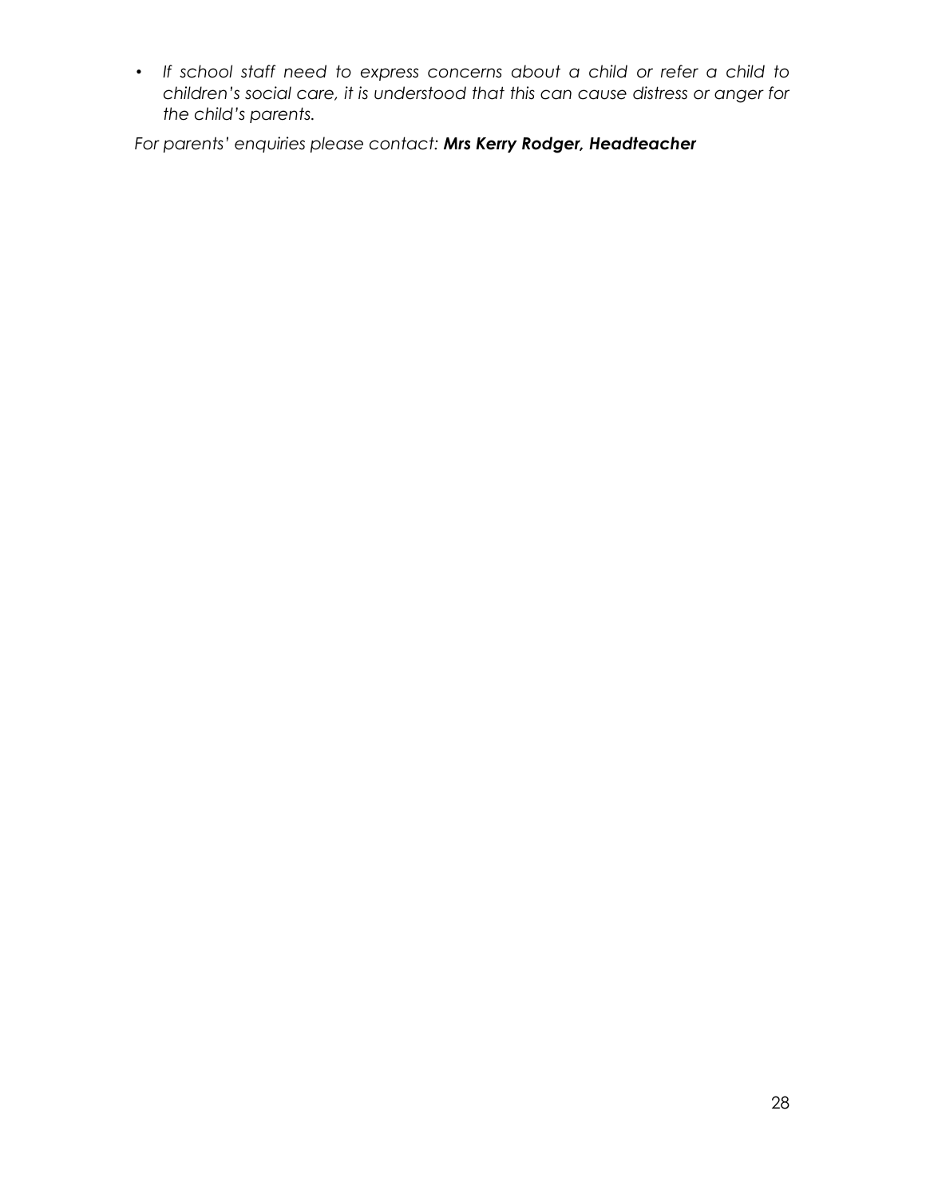- *If school staff need to express concerns about a child or refer a child to children's social care, it is understood that this can cause distress or anger for the child's parents.*

*For parents' enquiries please contact:* ***Mrs Kerry Rodger, Headteacher***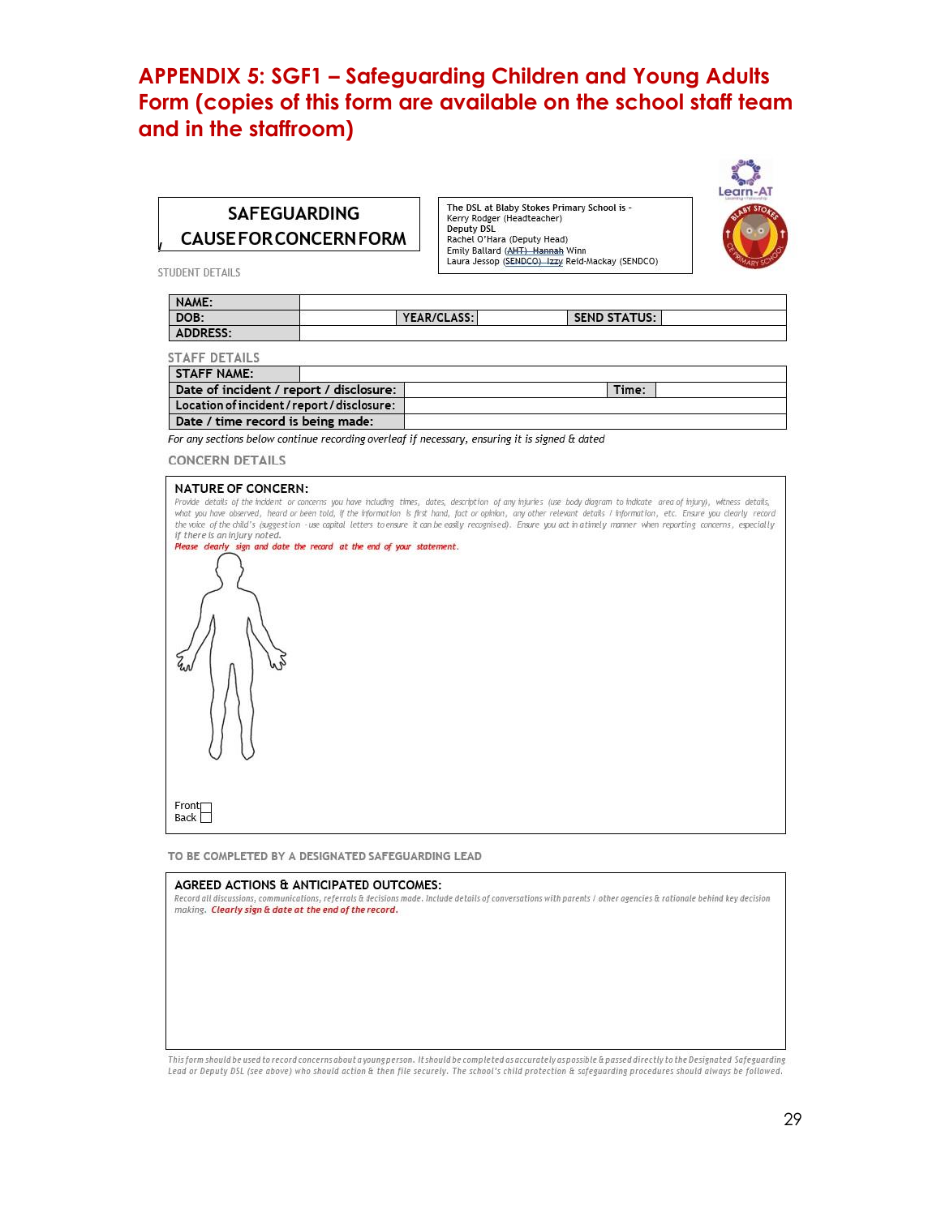# APPENDIX 5: SGF1 – Safeguarding Children and Young Adults Form (copies of this form are available on the school staff team and in the staffroom)

## SAFEGUARDING CAUSE FOR CONCERN FORM

The DSL at Blaby Stokes Primary School is -
Kerry Rodger (Headteacher)
Deputy DSL
Rachel O'Hara (Deputy Head)
Emily Ballard ~~(AHT) Hannah~~ Winn
Laura Jessop ~~(SENDCO) Izzy~~ Reid-Mackay (SENDCO)

STUDENT DETAILS

| | | | | | |
|---|---|---|---|---|---|
| **NAME:** | | | | | |
| **DOB:** | | **YEAR/CLASS:** | | **SEND STATUS:** | |
| **ADDRESS:** | | | | | |

STAFF DETAILS

| | | | |
|---|---|---|---|
| **STAFF NAME:** | | | |
| **Date of incident / report / disclosure:** | | **Time:** | |
| **Location of incident / report / disclosure:** | | | |
| **Date / time record is being made:** | | | |

*For any sections below continue recording overleaf if necessary, ensuring it is signed & dated*

CONCERN DETAILS

**NATURE OF CONCERN:**

*Provide details of the incident or concerns you have including times, dates, description of any injuries (use body diagram to indicate area of injury), witness details, what you have observed, heard or been told, if the information is first hand, fact or opinion, any other relevant details / information, etc. Ensure you clearly record the voice of the child's (suggestion - use capital letters to ensure it can be easily recognised). Ensure you act in a timely manner when reporting concerns, especially if there is an injury noted.*

***Please clearly sign and date the record at the end of your statement.***

Front ☐
Back ☐

TO BE COMPLETED BY A DESIGNATED SAFEGUARDING LEAD

**AGREED ACTIONS & ANTICIPATED OUTCOMES:**

*Record all discussions, communications, referrals & decisions made. Include details of conversations with parents / other agencies & rationale behind key decision making.* ***Clearly sign & date at the end of the record.***

*This form should be used to record concerns about a young person. It should be completed as accurately as possible & passed directly to the Designated Safeguarding Lead or Deputy DSL (see above) who should action & then file securely. The school's child protection & safeguarding procedures should always be followed.*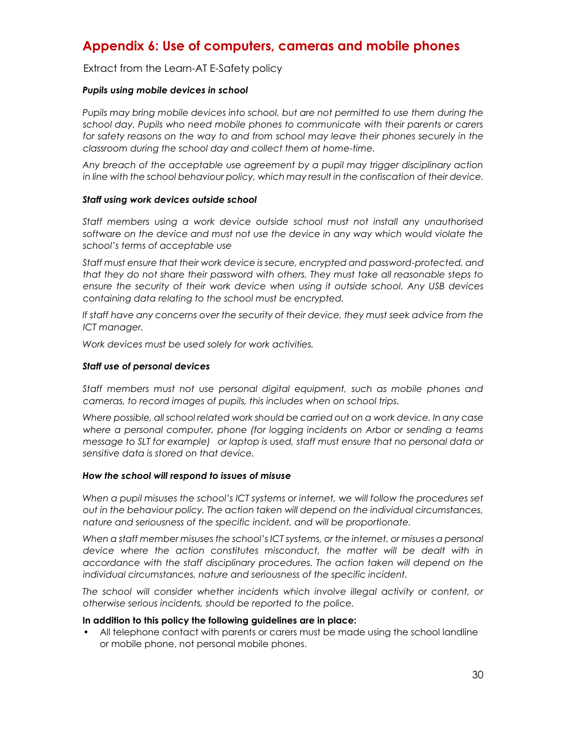## Appendix 6: Use of computers, cameras and mobile phones

Extract from the Learn-AT E-Safety policy

***Pupils using mobile devices in school***

*Pupils may bring mobile devices into school, but are not permitted to use them during the school day. Pupils who need mobile phones to communicate with their parents or carers for safety reasons on the way to and from school may leave their phones securely in the classroom during the school day and collect them at home-time.*

*Any breach of the acceptable use agreement by a pupil may trigger disciplinary action in line with the school behaviour policy, which may result in the confiscation of their device.*

***Staff using work devices outside school***

*Staff members using a work device outside school must not install any unauthorised software on the device and must not use the device in any way which would violate the school's terms of acceptable use*

*Staff must ensure that their work device is secure, encrypted and password-protected, and that they do not share their password with others. They must take all reasonable steps to ensure the security of their work device when using it outside school. Any USB devices containing data relating to the school must be encrypted.*

*If staff have any concerns over the security of their device, they must seek advice from the ICT manager.*

*Work devices must be used solely for work activities.*

***Staff use of personal devices***

*Staff members must not use personal digital equipment, such as mobile phones and cameras, to record images of pupils, this includes when on school trips.*

*Where possible, all school related work should be carried out on a work device. In any case where a personal computer, phone (for logging incidents on Arbor or sending a teams message to SLT for example) or laptop is used, staff must ensure that no personal data or sensitive data is stored on that device.*

***How the school will respond to issues of misuse***

*When a pupil misuses the school's ICT systems or internet, we will follow the procedures set out in the behaviour policy. The action taken will depend on the individual circumstances, nature and seriousness of the specific incident, and will be proportionate.*

*When a staff member misuses the school's ICT systems, or the internet, or misuses a personal device where the action constitutes misconduct, the matter will be dealt with in accordance with the staff disciplinary procedures. The action taken will depend on the individual circumstances, nature and seriousness of the specific incident.*

*The school will consider whether incidents which involve illegal activity or content, or otherwise serious incidents, should be reported to the police.*

**In addition to this policy the following guidelines are in place:**

- All telephone contact with parents or carers must be made using the school landline or mobile phone, not personal mobile phones.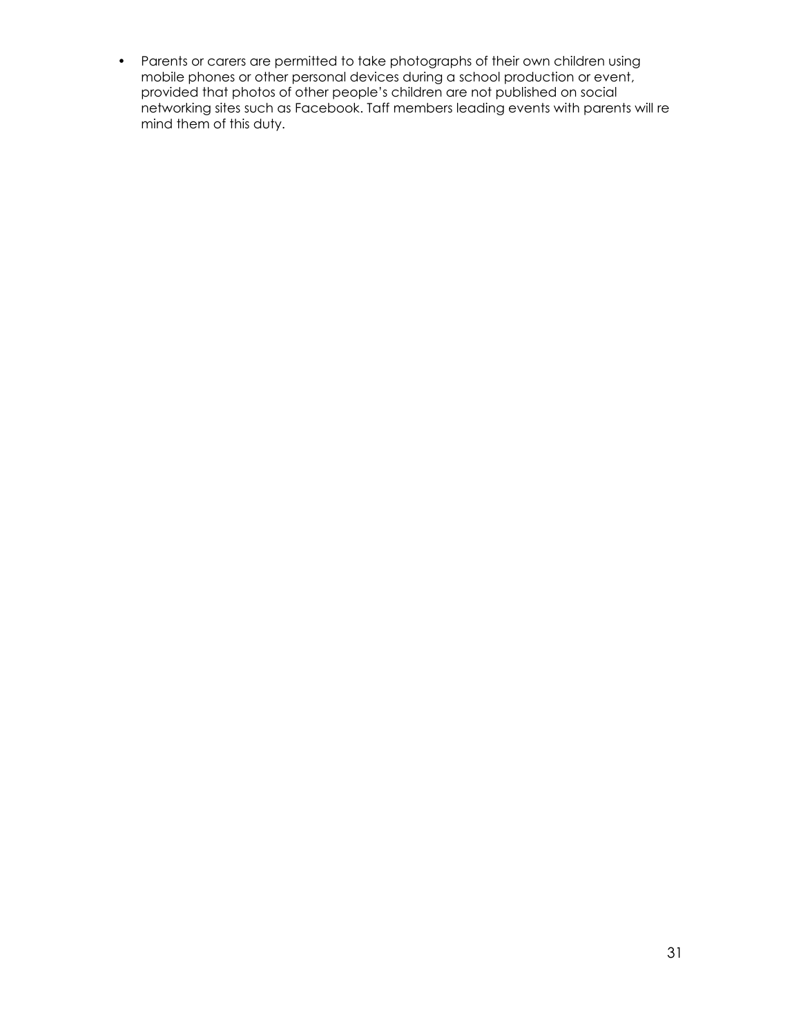- Parents or carers are permitted to take photographs of their own children using mobile phones or other personal devices during a school production or event, provided that photos of other people's children are not published on social networking sites such as Facebook. Taff members leading events with parents will re mind them of this duty.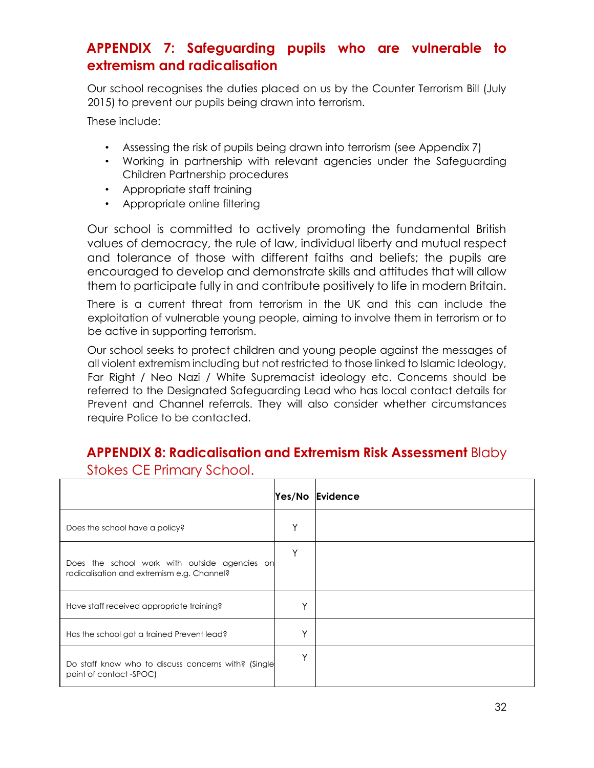## APPENDIX 7: Safeguarding pupils who are vulnerable to extremism and radicalisation

Our school recognises the duties placed on us by the Counter Terrorism Bill (July 2015) to prevent our pupils being drawn into terrorism.

These include:

- Assessing the risk of pupils being drawn into terrorism (see Appendix 7)
- Working in partnership with relevant agencies under the Safeguarding Children Partnership procedures
- Appropriate staff training
- Appropriate online filtering

Our school is committed to actively promoting the fundamental British values of democracy, the rule of law, individual liberty and mutual respect and tolerance of those with different faiths and beliefs; the pupils are encouraged to develop and demonstrate skills and attitudes that will allow them to participate fully in and contribute positively to life in modern Britain.

There is a current threat from terrorism in the UK and this can include the exploitation of vulnerable young people, aiming to involve them in terrorism or to be active in supporting terrorism.

Our school seeks to protect children and young people against the messages of all violent extremism including but not restricted to those linked to Islamic Ideology, Far Right / Neo Nazi / White Supremacist ideology etc. Concerns should be referred to the Designated Safeguarding Lead who has local contact details for Prevent and Channel referrals. They will also consider whether circumstances require Police to be contacted.

## APPENDIX 8: Radicalisation and Extremism Risk Assessment Blaby Stokes CE Primary School.

| | Yes/No | Evidence |
|---|---|---|
| Does the school have a policy? | Y | |
| Does the school work with outside agencies on radicalisation and extremism e.g. Channel? | Y | |
| Have staff received appropriate training? | Y | |
| Has the school got a trained Prevent lead? | Y | |
| Do staff know who to discuss concerns with? (Single point of contact -SPOC) | Y | |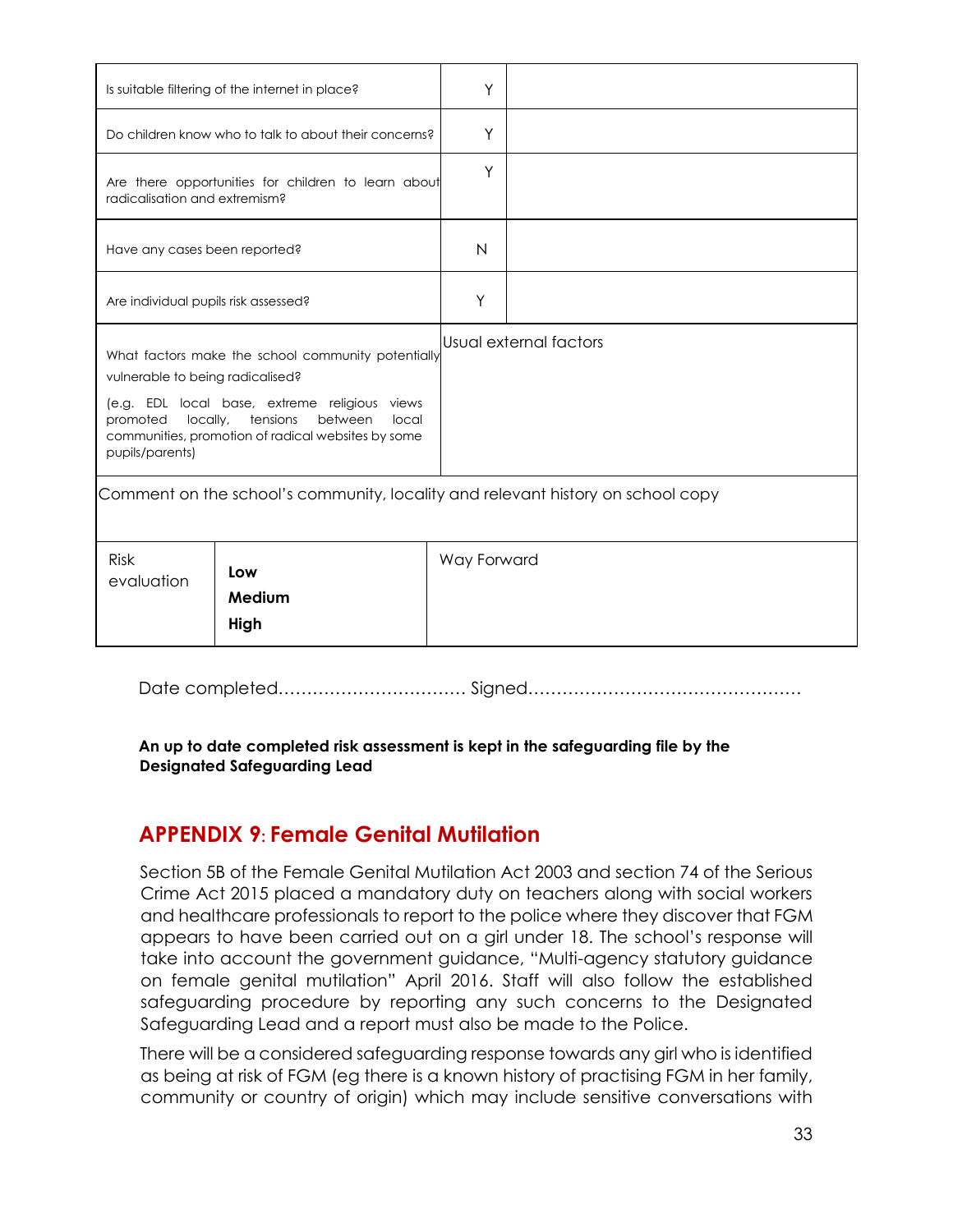| | | |
|---|---|---|
| Is suitable filtering of the internet in place? | Y | |
| Do children know who to talk to about their concerns? | Y | |
| Are there opportunities for children to learn about radicalisation and extremism? | Y | |
| Have any cases been reported? | N | |
| Are individual pupils risk assessed? | Y | |
| What factors make the school community potentially vulnerable to being radicalised?<br><br>(e.g. EDL local base, extreme religious views promoted locally, tensions between local communities, promotion of radical websites by some pupils/parents) | Usual external factors | |
| Comment on the school's community, locality and relevant history on school copy | | |

| | | |
|---|---|---|
| Risk evaluation | **Low**<br>**Medium**<br>**High** | Way Forward |

Date completed…………………………… Signed…………………………………………

**An up to date completed risk assessment is kept in the safeguarding file by the Designated Safeguarding Lead**

## APPENDIX 9: Female Genital Mutilation

Section 5B of the Female Genital Mutilation Act 2003 and section 74 of the Serious Crime Act 2015 placed a mandatory duty on teachers along with social workers and healthcare professionals to report to the police where they discover that FGM appears to have been carried out on a girl under 18. The school's response will take into account the government guidance, "Multi-agency statutory guidance on female genital mutilation" April 2016. Staff will also follow the established safeguarding procedure by reporting any such concerns to the Designated Safeguarding Lead and a report must also be made to the Police.

There will be a considered safeguarding response towards any girl who is identified as being at risk of FGM (eg there is a known history of practising FGM in her family, community or country of origin) which may include sensitive conversations with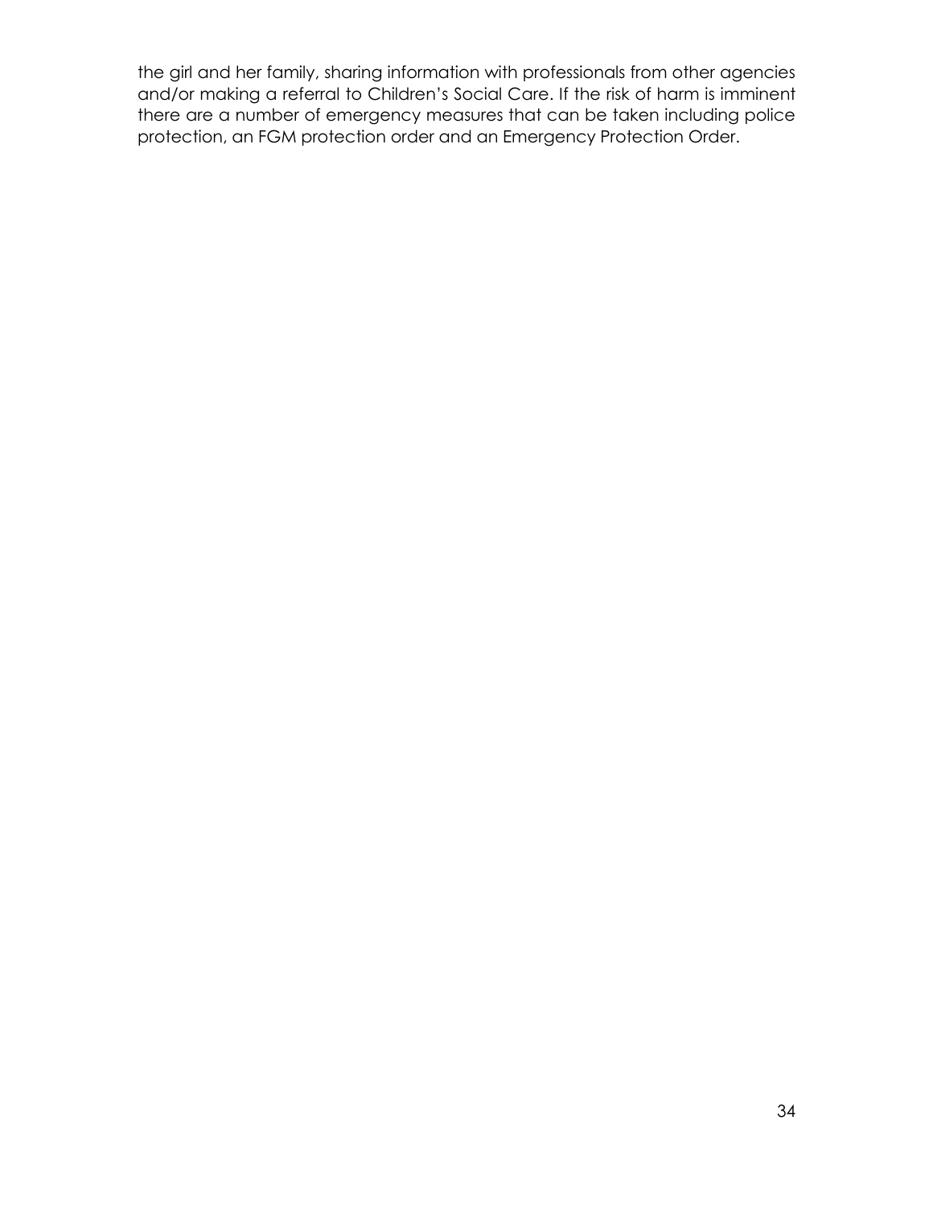the girl and her family, sharing information with professionals from other agencies and/or making a referral to Children's Social Care. If the risk of harm is imminent there are a number of emergency measures that can be taken including police protection, an FGM protection order and an Emergency Protection Order.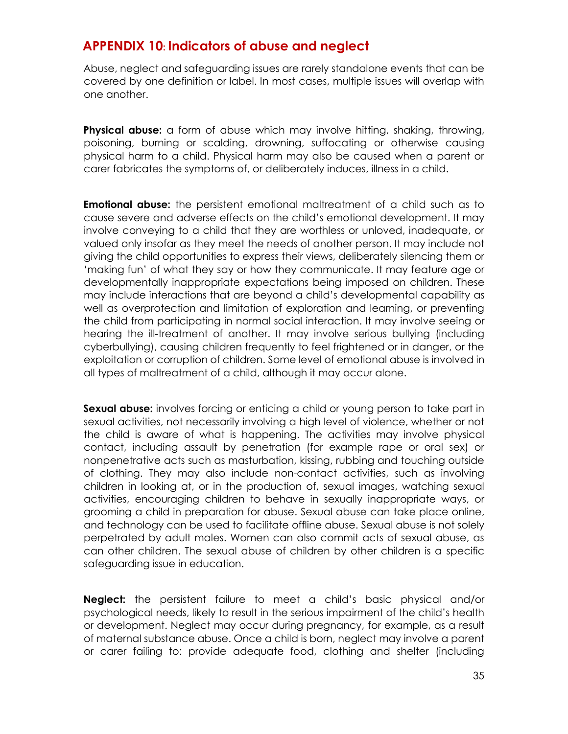## APPENDIX 10: Indicators of abuse and neglect

Abuse, neglect and safeguarding issues are rarely standalone events that can be covered by one definition or label. In most cases, multiple issues will overlap with one another.

**Physical abuse:** a form of abuse which may involve hitting, shaking, throwing, poisoning, burning or scalding, drowning, suffocating or otherwise causing physical harm to a child. Physical harm may also be caused when a parent or carer fabricates the symptoms of, or deliberately induces, illness in a child.

**Emotional abuse:** the persistent emotional maltreatment of a child such as to cause severe and adverse effects on the child's emotional development. It may involve conveying to a child that they are worthless or unloved, inadequate, or valued only insofar as they meet the needs of another person. It may include not giving the child opportunities to express their views, deliberately silencing them or 'making fun' of what they say or how they communicate. It may feature age or developmentally inappropriate expectations being imposed on children. These may include interactions that are beyond a child's developmental capability as well as overprotection and limitation of exploration and learning, or preventing the child from participating in normal social interaction. It may involve seeing or hearing the ill-treatment of another. It may involve serious bullying (including cyberbullying), causing children frequently to feel frightened or in danger, or the exploitation or corruption of children. Some level of emotional abuse is involved in all types of maltreatment of a child, although it may occur alone.

**Sexual abuse:** involves forcing or enticing a child or young person to take part in sexual activities, not necessarily involving a high level of violence, whether or not the child is aware of what is happening. The activities may involve physical contact, including assault by penetration (for example rape or oral sex) or nonpenetrative acts such as masturbation, kissing, rubbing and touching outside of clothing. They may also include non-contact activities, such as involving children in looking at, or in the production of, sexual images, watching sexual activities, encouraging children to behave in sexually inappropriate ways, or grooming a child in preparation for abuse. Sexual abuse can take place online, and technology can be used to facilitate offline abuse. Sexual abuse is not solely perpetrated by adult males. Women can also commit acts of sexual abuse, as can other children. The sexual abuse of children by other children is a specific safeguarding issue in education.

**Neglect:** the persistent failure to meet a child's basic physical and/or psychological needs, likely to result in the serious impairment of the child's health or development. Neglect may occur during pregnancy, for example, as a result of maternal substance abuse. Once a child is born, neglect may involve a parent or carer failing to: provide adequate food, clothing and shelter (including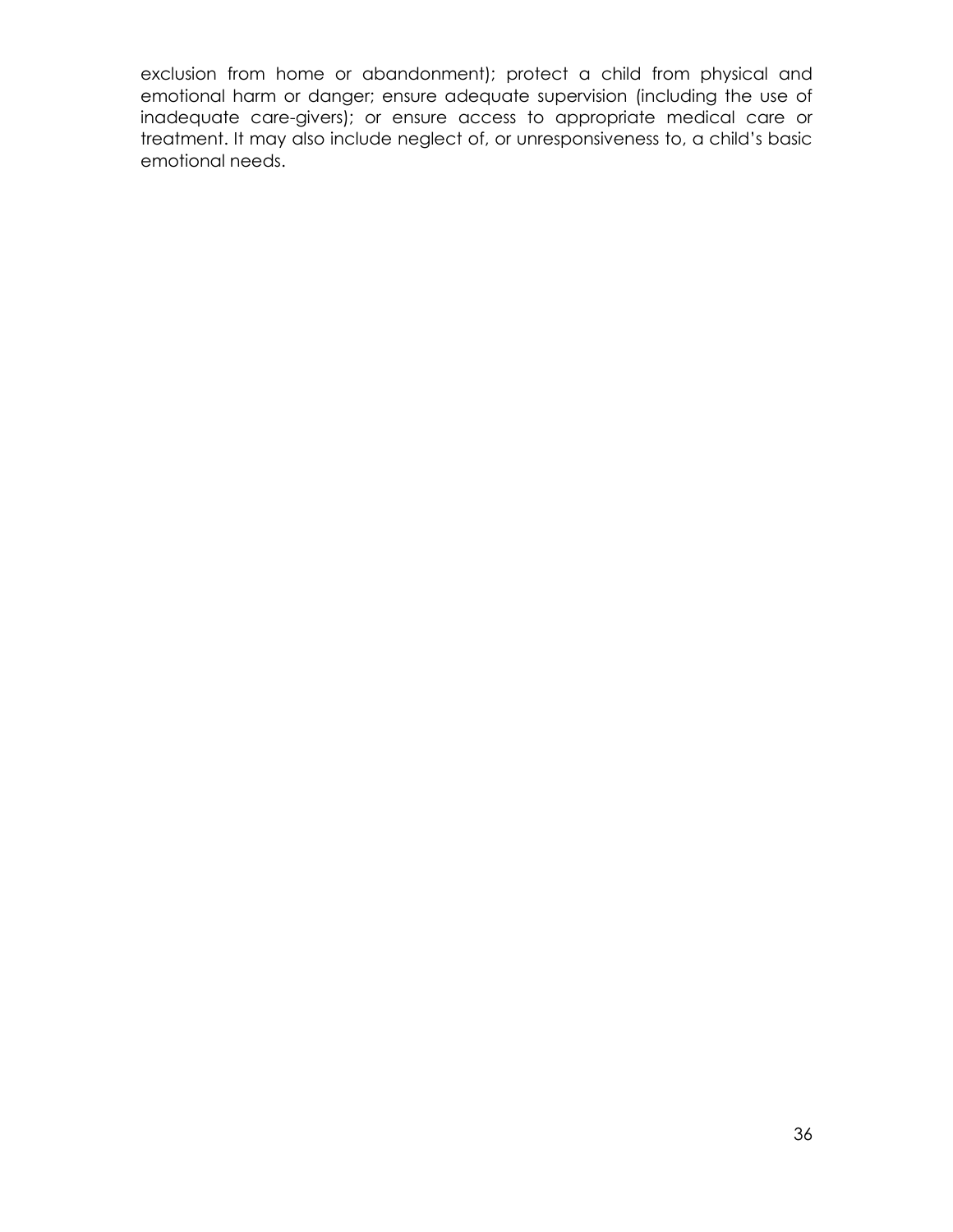exclusion from home or abandonment); protect a child from physical and emotional harm or danger; ensure adequate supervision (including the use of inadequate care-givers); or ensure access to appropriate medical care or treatment. It may also include neglect of, or unresponsiveness to, a child's basic emotional needs.